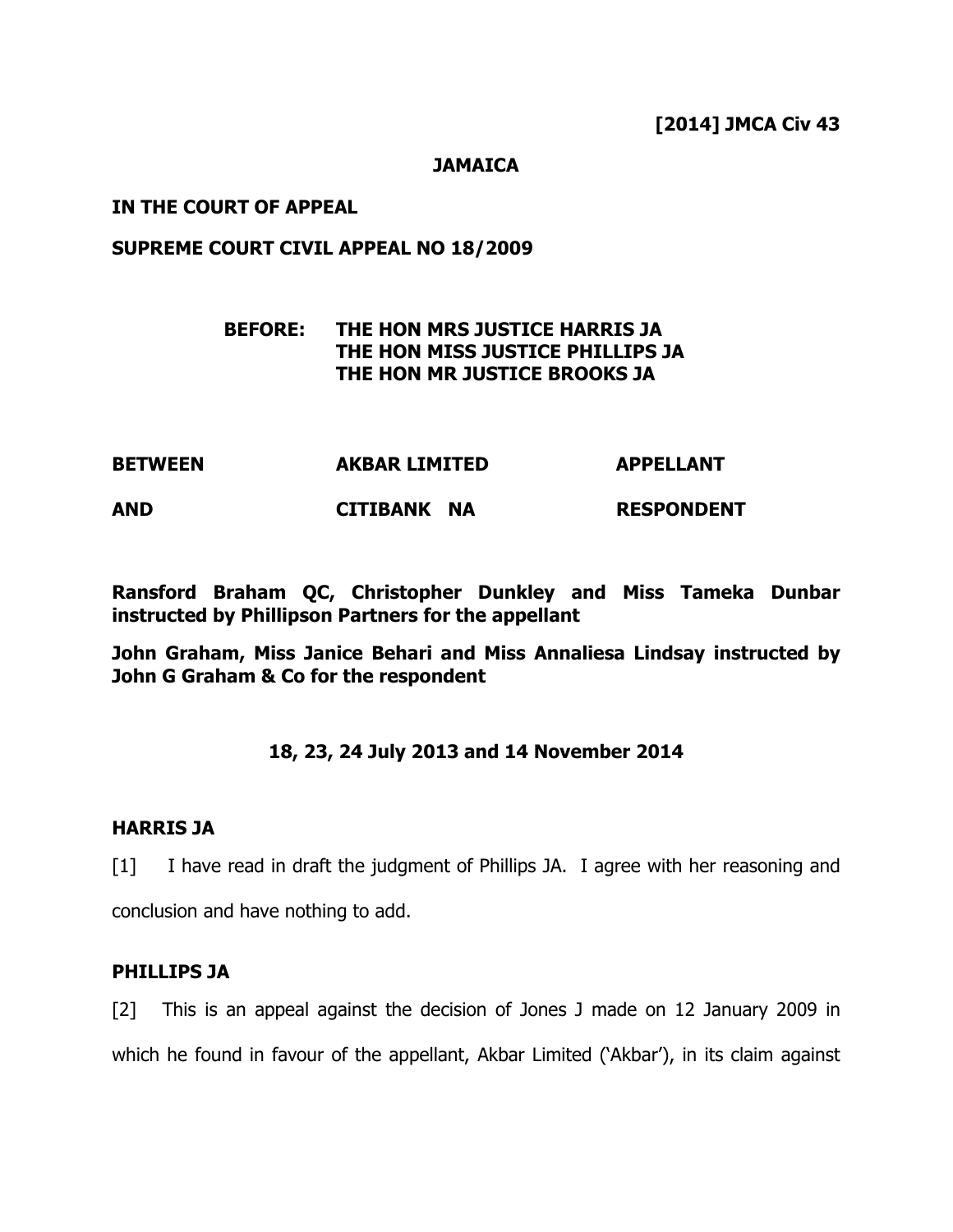**[2014] JMCA Civ 43**

**JAMAICA**

**IN THE COURT OF APPEAL**

**SUPREME COURT CIVIL APPEAL NO 18/2009**

**BEFORE: THE HON MRS JUSTICE HARRIS JA**
**THE HON MISS JUSTICE PHILLIPS JA**
**THE HON MR JUSTICE BROOKS JA**

| | | |
|---|---|---|
| **BETWEEN** | **AKBAR LIMITED** | **APPELLANT** |
| **AND** | **CITIBANK NA** | **RESPONDENT** |

**Ransford Braham QC, Christopher Dunkley and Miss Tameka Dunbar instructed by Phillipson Partners for the appellant**

**John Graham, Miss Janice Behari and Miss Annaliesa Lindsay instructed by John G Graham & Co for the respondent**

**18, 23, 24 July 2013 and 14 November 2014**

**HARRIS JA**

[1] I have read in draft the judgment of Phillips JA. I agree with her reasoning and conclusion and have nothing to add.

**PHILLIPS JA**

[2] This is an appeal against the decision of Jones J made on 12 January 2009 in which he found in favour of the appellant, Akbar Limited ('Akbar'), in its claim against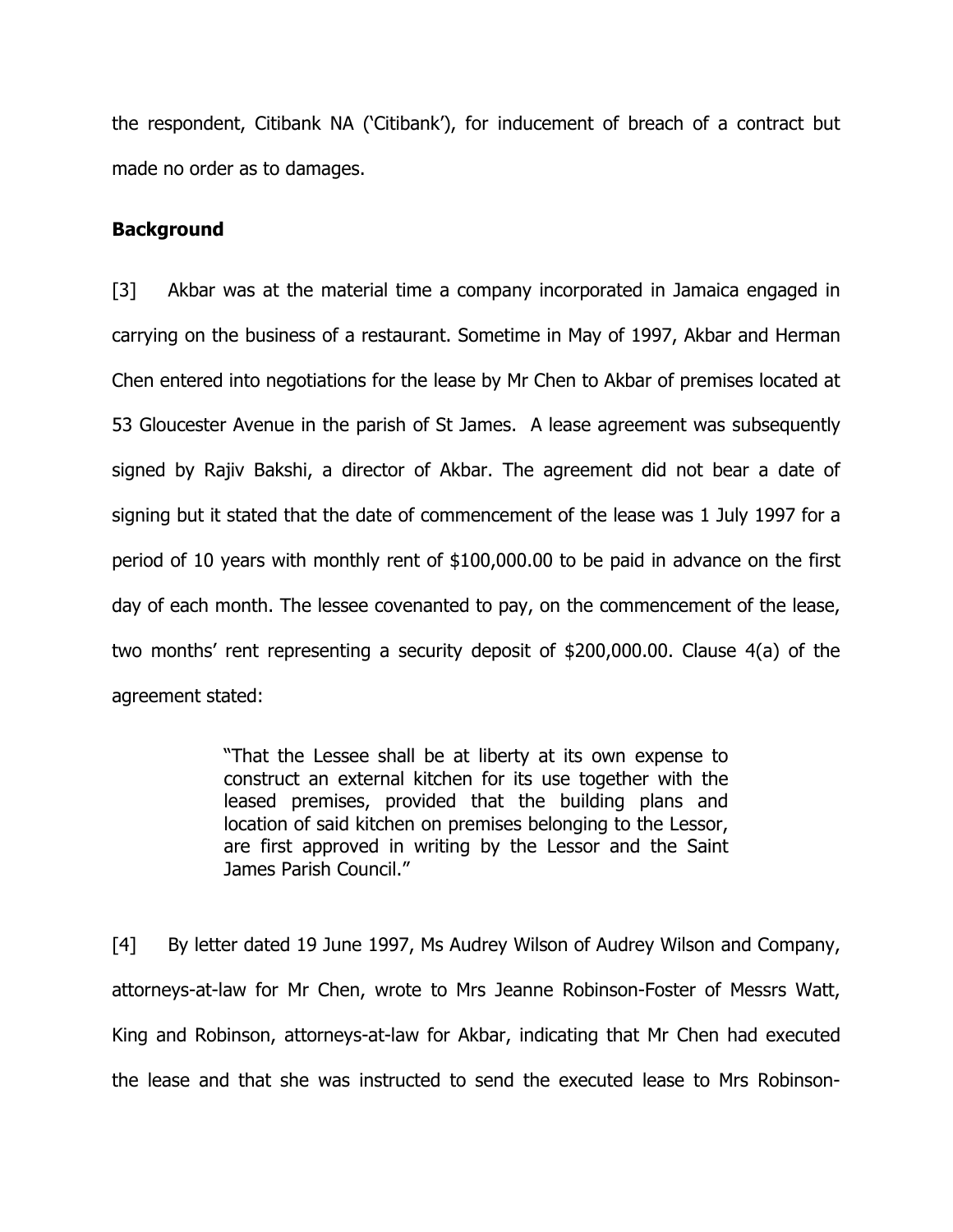the respondent, Citibank NA ('Citibank'), for inducement of breach of a contract but made no order as to damages.

**Background**

[3] Akbar was at the material time a company incorporated in Jamaica engaged in carrying on the business of a restaurant. Sometime in May of 1997, Akbar and Herman Chen entered into negotiations for the lease by Mr Chen to Akbar of premises located at 53 Gloucester Avenue in the parish of St James. A lease agreement was subsequently signed by Rajiv Bakshi, a director of Akbar. The agreement did not bear a date of signing but it stated that the date of commencement of the lease was 1 July 1997 for a period of 10 years with monthly rent of $100,000.00 to be paid in advance on the first day of each month. The lessee covenanted to pay, on the commencement of the lease, two months' rent representing a security deposit of $200,000.00. Clause 4(a) of the agreement stated:

> "That the Lessee shall be at liberty at its own expense to construct an external kitchen for its use together with the leased premises, provided that the building plans and location of said kitchen on premises belonging to the Lessor, are first approved in writing by the Lessor and the Saint James Parish Council."

[4] By letter dated 19 June 1997, Ms Audrey Wilson of Audrey Wilson and Company, attorneys-at-law for Mr Chen, wrote to Mrs Jeanne Robinson-Foster of Messrs Watt, King and Robinson, attorneys-at-law for Akbar, indicating that Mr Chen had executed the lease and that she was instructed to send the executed lease to Mrs Robinson-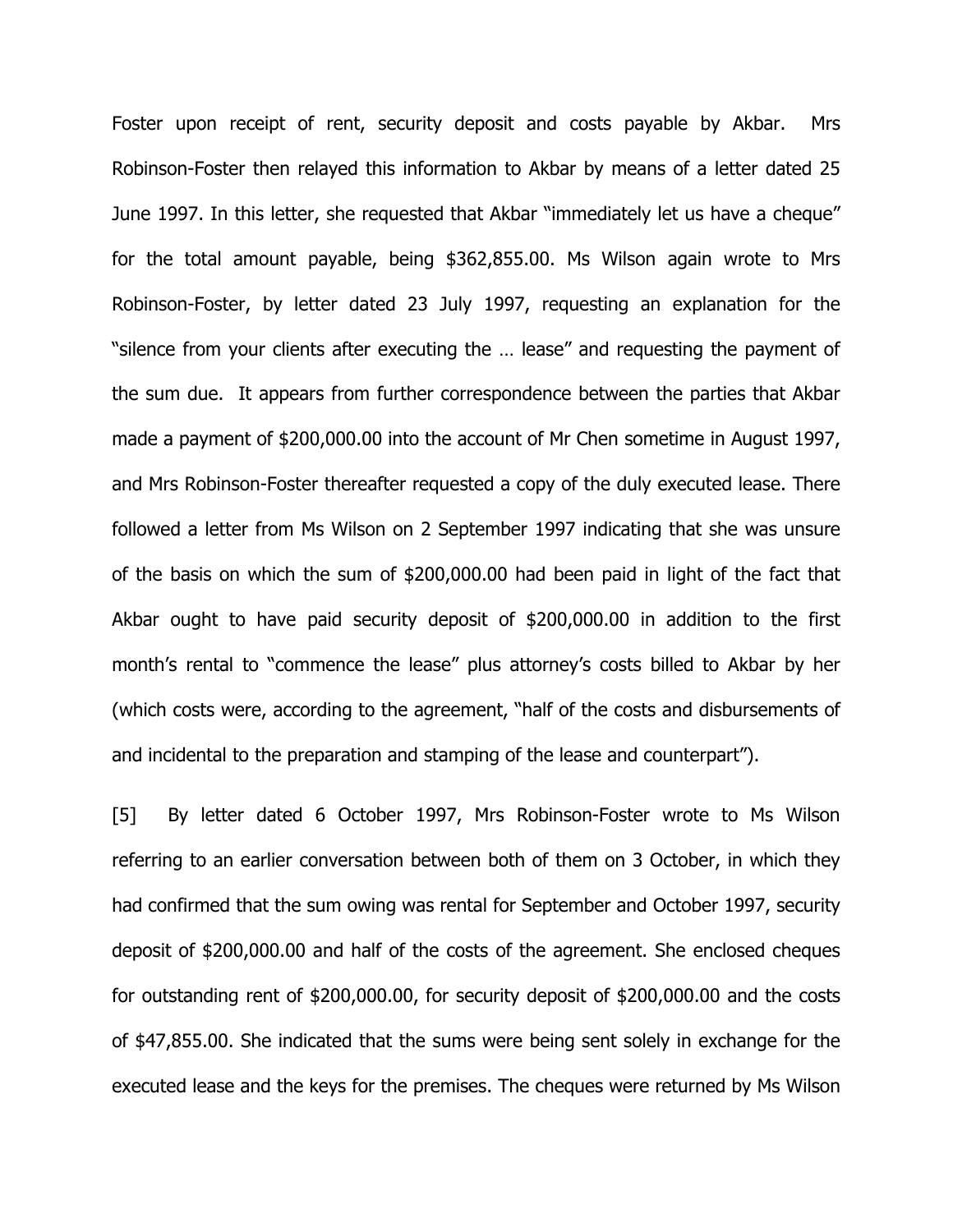Foster upon receipt of rent, security deposit and costs payable by Akbar. Mrs Robinson-Foster then relayed this information to Akbar by means of a letter dated 25 June 1997. In this letter, she requested that Akbar "immediately let us have a cheque" for the total amount payable, being $362,855.00. Ms Wilson again wrote to Mrs Robinson-Foster, by letter dated 23 July 1997, requesting an explanation for the "silence from your clients after executing the … lease" and requesting the payment of the sum due. It appears from further correspondence between the parties that Akbar made a payment of $200,000.00 into the account of Mr Chen sometime in August 1997, and Mrs Robinson-Foster thereafter requested a copy of the duly executed lease. There followed a letter from Ms Wilson on 2 September 1997 indicating that she was unsure of the basis on which the sum of $200,000.00 had been paid in light of the fact that Akbar ought to have paid security deposit of $200,000.00 in addition to the first month's rental to "commence the lease" plus attorney's costs billed to Akbar by her (which costs were, according to the agreement, "half of the costs and disbursements of and incidental to the preparation and stamping of the lease and counterpart").

[5] By letter dated 6 October 1997, Mrs Robinson-Foster wrote to Ms Wilson referring to an earlier conversation between both of them on 3 October, in which they had confirmed that the sum owing was rental for September and October 1997, security deposit of $200,000.00 and half of the costs of the agreement. She enclosed cheques for outstanding rent of $200,000.00, for security deposit of $200,000.00 and the costs of $47,855.00. She indicated that the sums were being sent solely in exchange for the executed lease and the keys for the premises. The cheques were returned by Ms Wilson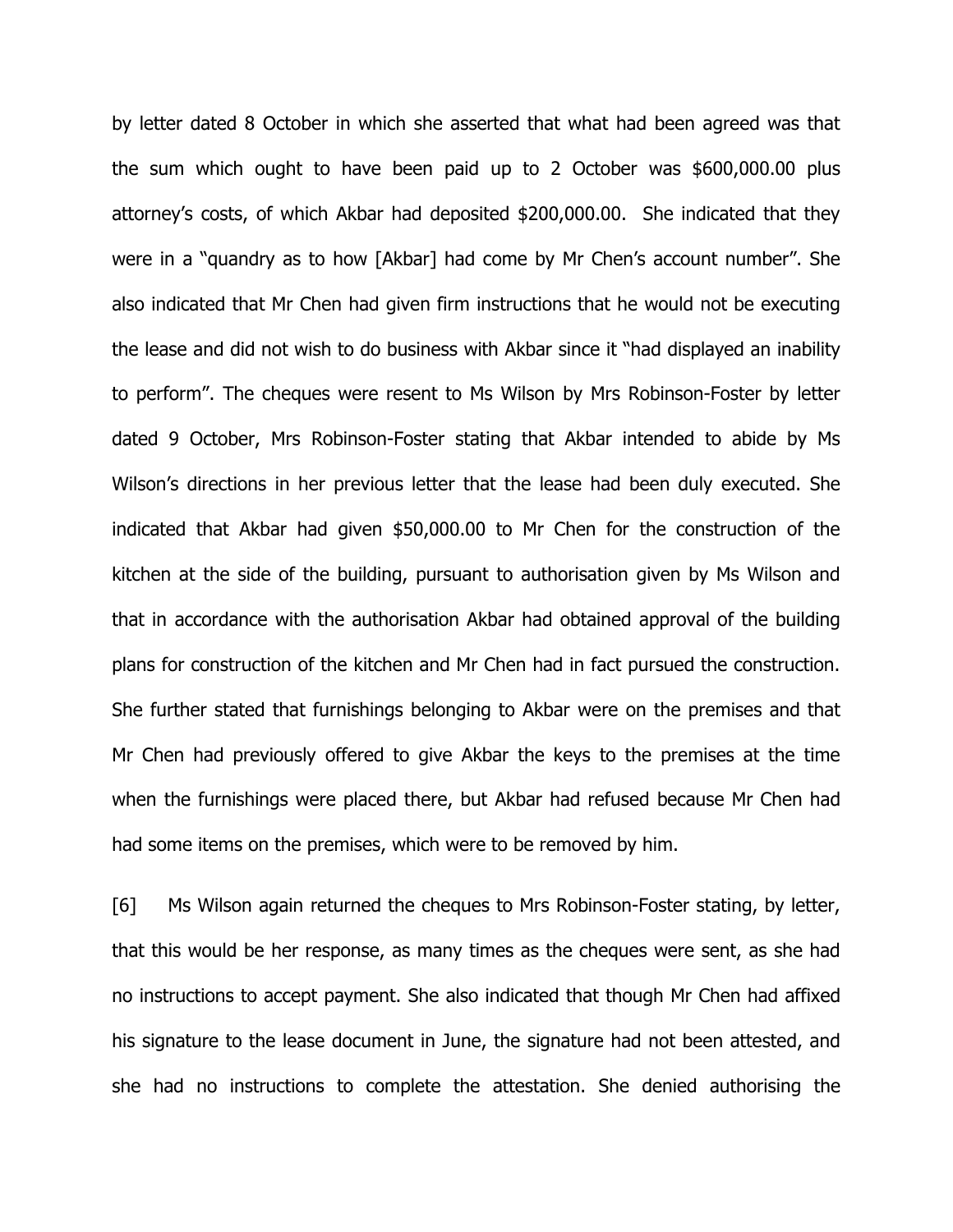by letter dated 8 October in which she asserted that what had been agreed was that the sum which ought to have been paid up to 2 October was $600,000.00 plus attorney's costs, of which Akbar had deposited $200,000.00. She indicated that they were in a "quandry as to how [Akbar] had come by Mr Chen's account number". She also indicated that Mr Chen had given firm instructions that he would not be executing the lease and did not wish to do business with Akbar since it "had displayed an inability to perform". The cheques were resent to Ms Wilson by Mrs Robinson-Foster by letter dated 9 October, Mrs Robinson-Foster stating that Akbar intended to abide by Ms Wilson's directions in her previous letter that the lease had been duly executed. She indicated that Akbar had given $50,000.00 to Mr Chen for the construction of the kitchen at the side of the building, pursuant to authorisation given by Ms Wilson and that in accordance with the authorisation Akbar had obtained approval of the building plans for construction of the kitchen and Mr Chen had in fact pursued the construction. She further stated that furnishings belonging to Akbar were on the premises and that Mr Chen had previously offered to give Akbar the keys to the premises at the time when the furnishings were placed there, but Akbar had refused because Mr Chen had had some items on the premises, which were to be removed by him.

[6] Ms Wilson again returned the cheques to Mrs Robinson-Foster stating, by letter, that this would be her response, as many times as the cheques were sent, as she had no instructions to accept payment. She also indicated that though Mr Chen had affixed his signature to the lease document in June, the signature had not been attested, and she had no instructions to complete the attestation. She denied authorising the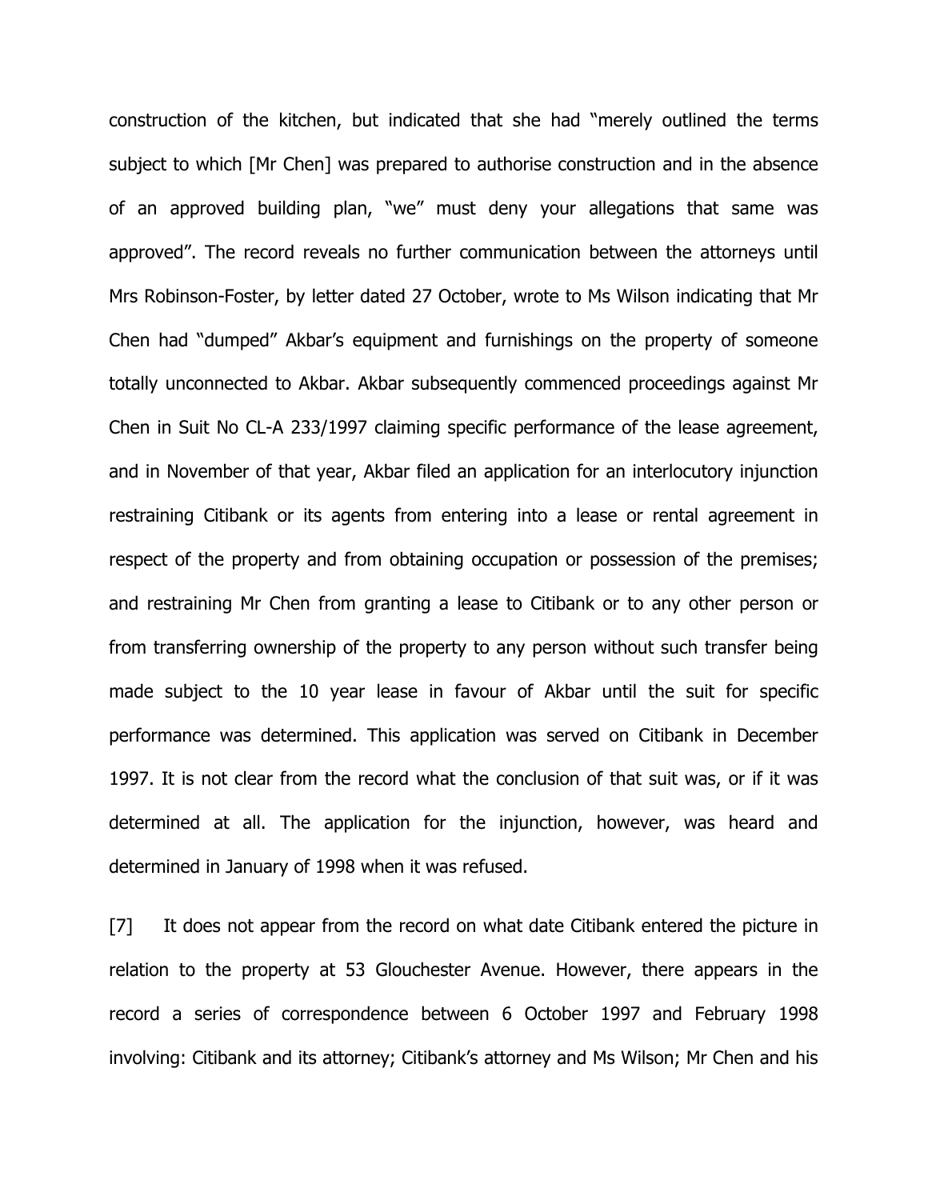construction of the kitchen, but indicated that she had "merely outlined the terms subject to which [Mr Chen] was prepared to authorise construction and in the absence of an approved building plan, "we" must deny your allegations that same was approved". The record reveals no further communication between the attorneys until Mrs Robinson-Foster, by letter dated 27 October, wrote to Ms Wilson indicating that Mr Chen had "dumped" Akbar's equipment and furnishings on the property of someone totally unconnected to Akbar. Akbar subsequently commenced proceedings against Mr Chen in Suit No CL-A 233/1997 claiming specific performance of the lease agreement, and in November of that year, Akbar filed an application for an interlocutory injunction restraining Citibank or its agents from entering into a lease or rental agreement in respect of the property and from obtaining occupation or possession of the premises; and restraining Mr Chen from granting a lease to Citibank or to any other person or from transferring ownership of the property to any person without such transfer being made subject to the 10 year lease in favour of Akbar until the suit for specific performance was determined. This application was served on Citibank in December 1997. It is not clear from the record what the conclusion of that suit was, or if it was determined at all. The application for the injunction, however, was heard and determined in January of 1998 when it was refused.

[7] It does not appear from the record on what date Citibank entered the picture in relation to the property at 53 Glouchester Avenue. However, there appears in the record a series of correspondence between 6 October 1997 and February 1998 involving: Citibank and its attorney; Citibank's attorney and Ms Wilson; Mr Chen and his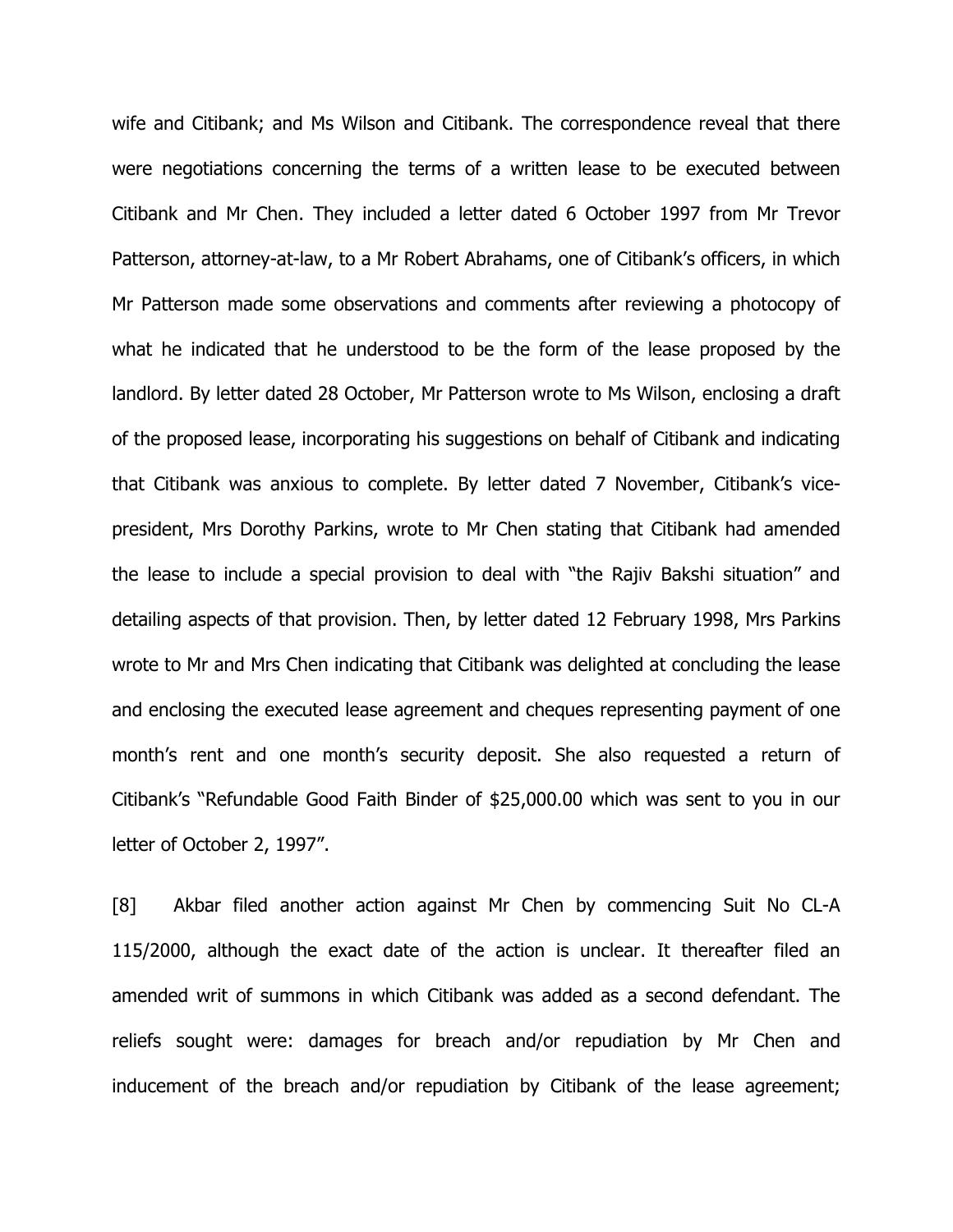wife and Citibank; and Ms Wilson and Citibank. The correspondence reveal that there were negotiations concerning the terms of a written lease to be executed between Citibank and Mr Chen. They included a letter dated 6 October 1997 from Mr Trevor Patterson, attorney-at-law, to a Mr Robert Abrahams, one of Citibank's officers, in which Mr Patterson made some observations and comments after reviewing a photocopy of what he indicated that he understood to be the form of the lease proposed by the landlord. By letter dated 28 October, Mr Patterson wrote to Ms Wilson, enclosing a draft of the proposed lease, incorporating his suggestions on behalf of Citibank and indicating that Citibank was anxious to complete. By letter dated 7 November, Citibank's vice-president, Mrs Dorothy Parkins, wrote to Mr Chen stating that Citibank had amended the lease to include a special provision to deal with "the Rajiv Bakshi situation" and detailing aspects of that provision. Then, by letter dated 12 February 1998, Mrs Parkins wrote to Mr and Mrs Chen indicating that Citibank was delighted at concluding the lease and enclosing the executed lease agreement and cheques representing payment of one month's rent and one month's security deposit. She also requested a return of Citibank's "Refundable Good Faith Binder of $25,000.00 which was sent to you in our letter of October 2, 1997".

[8] Akbar filed another action against Mr Chen by commencing Suit No CL-A 115/2000, although the exact date of the action is unclear. It thereafter filed an amended writ of summons in which Citibank was added as a second defendant. The reliefs sought were: damages for breach and/or repudiation by Mr Chen and inducement of the breach and/or repudiation by Citibank of the lease agreement;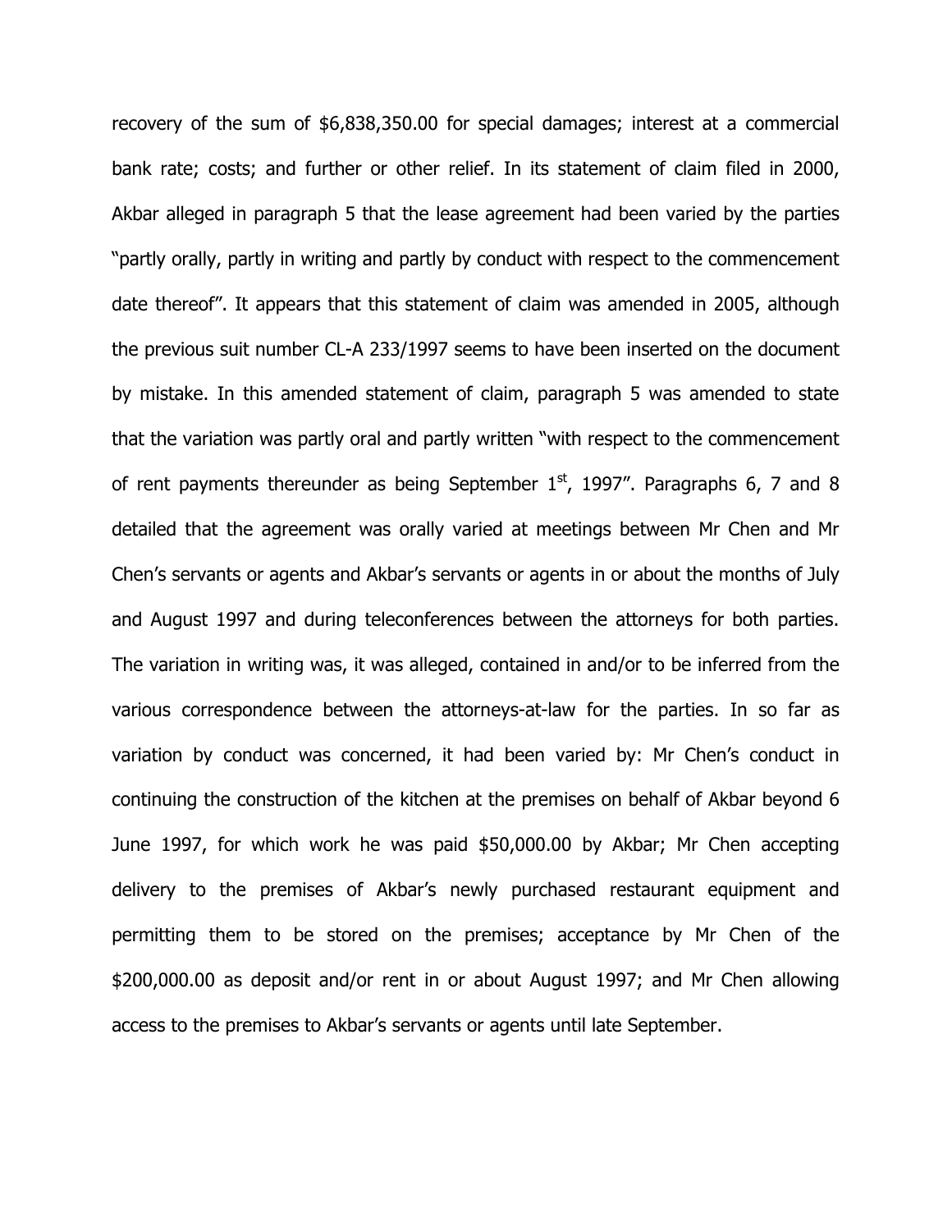recovery of the sum of $6,838,350.00 for special damages; interest at a commercial bank rate; costs; and further or other relief. In its statement of claim filed in 2000, Akbar alleged in paragraph 5 that the lease agreement had been varied by the parties "partly orally, partly in writing and partly by conduct with respect to the commencement date thereof". It appears that this statement of claim was amended in 2005, although the previous suit number CL-A 233/1997 seems to have been inserted on the document by mistake. In this amended statement of claim, paragraph 5 was amended to state that the variation was partly oral and partly written "with respect to the commencement of rent payments thereunder as being September 1st, 1997". Paragraphs 6, 7 and 8 detailed that the agreement was orally varied at meetings between Mr Chen and Mr Chen's servants or agents and Akbar's servants or agents in or about the months of July and August 1997 and during teleconferences between the attorneys for both parties. The variation in writing was, it was alleged, contained in and/or to be inferred from the various correspondence between the attorneys-at-law for the parties. In so far as variation by conduct was concerned, it had been varied by: Mr Chen's conduct in continuing the construction of the kitchen at the premises on behalf of Akbar beyond 6 June 1997, for which work he was paid $50,000.00 by Akbar; Mr Chen accepting delivery to the premises of Akbar's newly purchased restaurant equipment and permitting them to be stored on the premises; acceptance by Mr Chen of the $200,000.00 as deposit and/or rent in or about August 1997; and Mr Chen allowing access to the premises to Akbar's servants or agents until late September.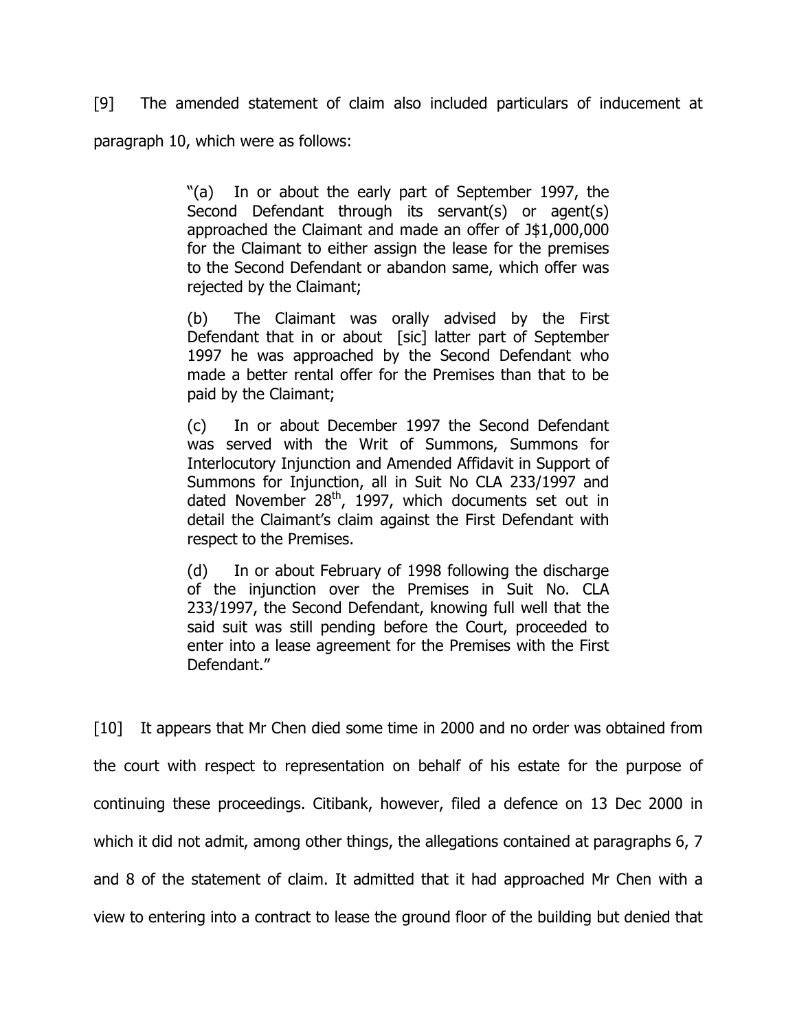[9] The amended statement of claim also included particulars of inducement at paragraph 10, which were as follows:

> "(a) In or about the early part of September 1997, the Second Defendant through its servant(s) or agent(s) approached the Claimant and made an offer of J$1,000,000 for the Claimant to either assign the lease for the premises to the Second Defendant or abandon same, which offer was rejected by the Claimant;
>
> (b) The Claimant was orally advised by the First Defendant that in or about [sic] latter part of September 1997 he was approached by the Second Defendant who made a better rental offer for the Premises than that to be paid by the Claimant;
>
> (c) In or about December 1997 the Second Defendant was served with the Writ of Summons, Summons for Interlocutory Injunction and Amended Affidavit in Support of Summons for Injunction, all in Suit No CLA 233/1997 and dated November 28th, 1997, which documents set out in detail the Claimant's claim against the First Defendant with respect to the Premises.
>
> (d) In or about February of 1998 following the discharge of the injunction over the Premises in Suit No. CLA 233/1997, the Second Defendant, knowing full well that the said suit was still pending before the Court, proceeded to enter into a lease agreement for the Premises with the First Defendant."

[10] It appears that Mr Chen died some time in 2000 and no order was obtained from the court with respect to representation on behalf of his estate for the purpose of continuing these proceedings. Citibank, however, filed a defence on 13 Dec 2000 in which it did not admit, among other things, the allegations contained at paragraphs 6, 7 and 8 of the statement of claim. It admitted that it had approached Mr Chen with a view to entering into a contract to lease the ground floor of the building but denied that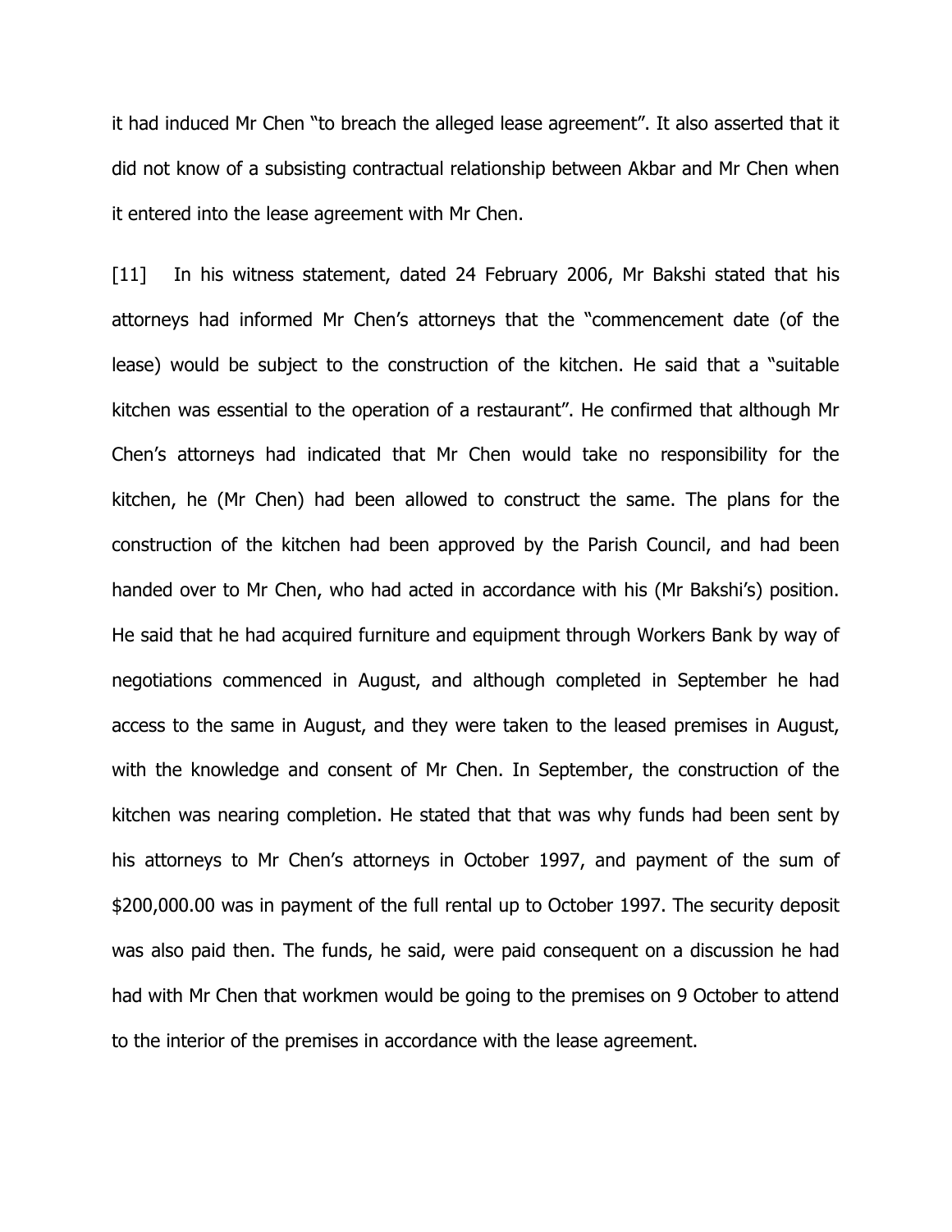it had induced Mr Chen "to breach the alleged lease agreement". It also asserted that it did not know of a subsisting contractual relationship between Akbar and Mr Chen when it entered into the lease agreement with Mr Chen.

[11] In his witness statement, dated 24 February 2006, Mr Bakshi stated that his attorneys had informed Mr Chen's attorneys that the "commencement date (of the lease) would be subject to the construction of the kitchen. He said that a "suitable kitchen was essential to the operation of a restaurant". He confirmed that although Mr Chen's attorneys had indicated that Mr Chen would take no responsibility for the kitchen, he (Mr Chen) had been allowed to construct the same. The plans for the construction of the kitchen had been approved by the Parish Council, and had been handed over to Mr Chen, who had acted in accordance with his (Mr Bakshi's) position. He said that he had acquired furniture and equipment through Workers Bank by way of negotiations commenced in August, and although completed in September he had access to the same in August, and they were taken to the leased premises in August, with the knowledge and consent of Mr Chen. In September, the construction of the kitchen was nearing completion. He stated that that was why funds had been sent by his attorneys to Mr Chen's attorneys in October 1997, and payment of the sum of $200,000.00 was in payment of the full rental up to October 1997. The security deposit was also paid then. The funds, he said, were paid consequent on a discussion he had had with Mr Chen that workmen would be going to the premises on 9 October to attend to the interior of the premises in accordance with the lease agreement.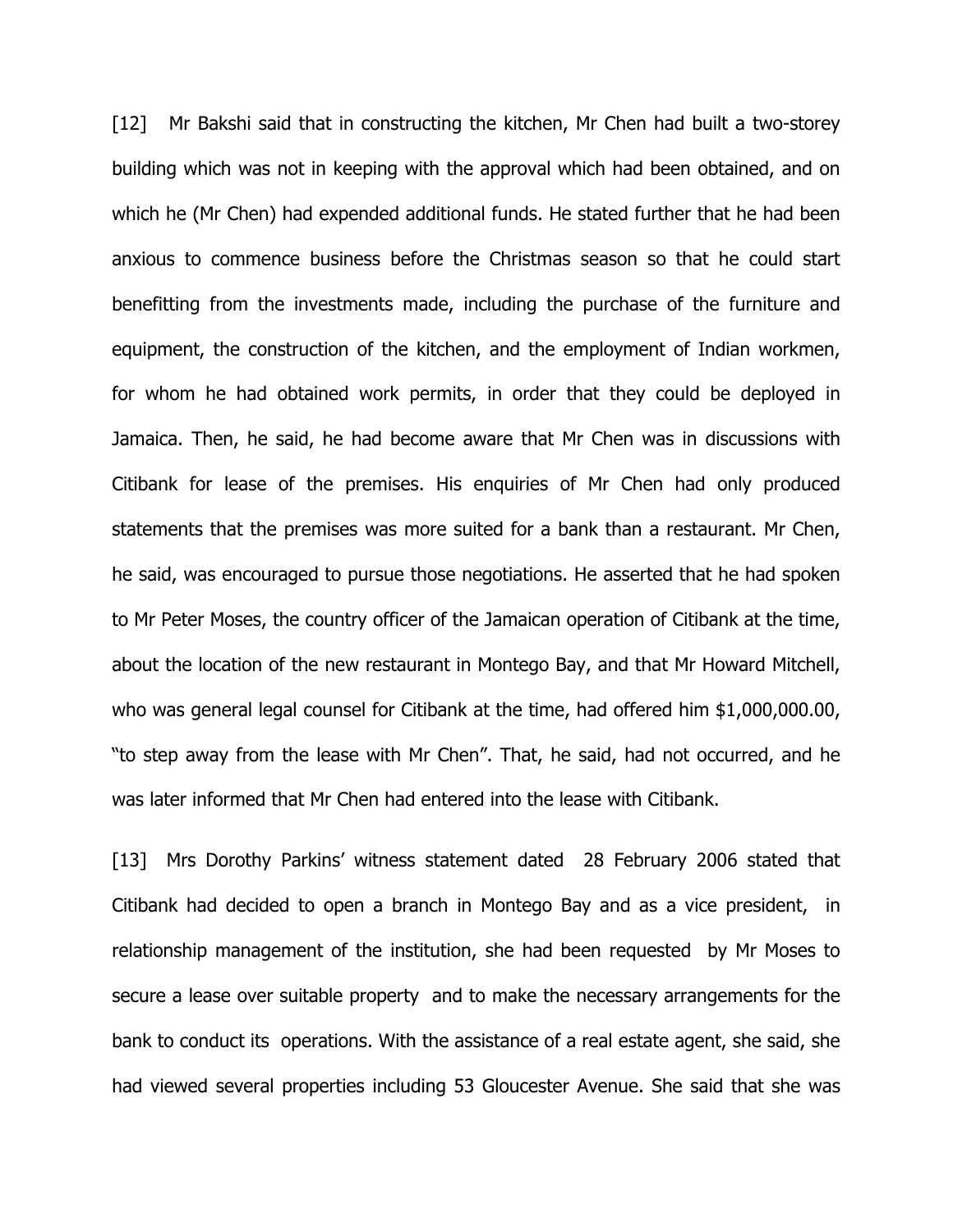[12] Mr Bakshi said that in constructing the kitchen, Mr Chen had built a two-storey building which was not in keeping with the approval which had been obtained, and on which he (Mr Chen) had expended additional funds. He stated further that he had been anxious to commence business before the Christmas season so that he could start benefitting from the investments made, including the purchase of the furniture and equipment, the construction of the kitchen, and the employment of Indian workmen, for whom he had obtained work permits, in order that they could be deployed in Jamaica. Then, he said, he had become aware that Mr Chen was in discussions with Citibank for lease of the premises. His enquiries of Mr Chen had only produced statements that the premises was more suited for a bank than a restaurant. Mr Chen, he said, was encouraged to pursue those negotiations. He asserted that he had spoken to Mr Peter Moses, the country officer of the Jamaican operation of Citibank at the time, about the location of the new restaurant in Montego Bay, and that Mr Howard Mitchell, who was general legal counsel for Citibank at the time, had offered him $1,000,000.00, "to step away from the lease with Mr Chen". That, he said, had not occurred, and he was later informed that Mr Chen had entered into the lease with Citibank.

[13] Mrs Dorothy Parkins' witness statement dated 28 February 2006 stated that Citibank had decided to open a branch in Montego Bay and as a vice president, in relationship management of the institution, she had been requested by Mr Moses to secure a lease over suitable property and to make the necessary arrangements for the bank to conduct its operations. With the assistance of a real estate agent, she said, she had viewed several properties including 53 Gloucester Avenue. She said that she was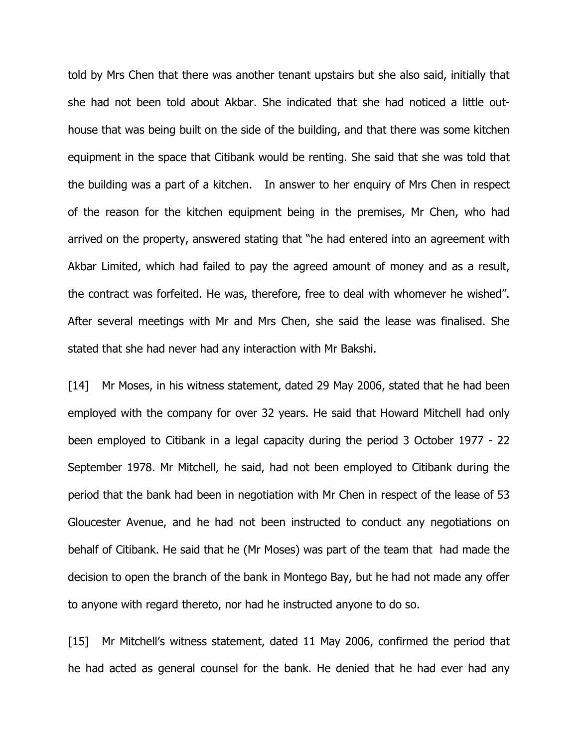told by Mrs Chen that there was another tenant upstairs but she also said, initially that she had not been told about Akbar. She indicated that she had noticed a little out-house that was being built on the side of the building, and that there was some kitchen equipment in the space that Citibank would be renting. She said that she was told that the building was a part of a kitchen. In answer to her enquiry of Mrs Chen in respect of the reason for the kitchen equipment being in the premises, Mr Chen, who had arrived on the property, answered stating that "he had entered into an agreement with Akbar Limited, which had failed to pay the agreed amount of money and as a result, the contract was forfeited. He was, therefore, free to deal with whomever he wished". After several meetings with Mr and Mrs Chen, she said the lease was finalised. She stated that she had never had any interaction with Mr Bakshi.

[14] Mr Moses, in his witness statement, dated 29 May 2006, stated that he had been employed with the company for over 32 years. He said that Howard Mitchell had only been employed to Citibank in a legal capacity during the period 3 October 1977 - 22 September 1978. Mr Mitchell, he said, had not been employed to Citibank during the period that the bank had been in negotiation with Mr Chen in respect of the lease of 53 Gloucester Avenue, and he had not been instructed to conduct any negotiations on behalf of Citibank. He said that he (Mr Moses) was part of the team that had made the decision to open the branch of the bank in Montego Bay, but he had not made any offer to anyone with regard thereto, nor had he instructed anyone to do so.

[15] Mr Mitchell's witness statement, dated 11 May 2006, confirmed the period that he had acted as general counsel for the bank. He denied that he had ever had any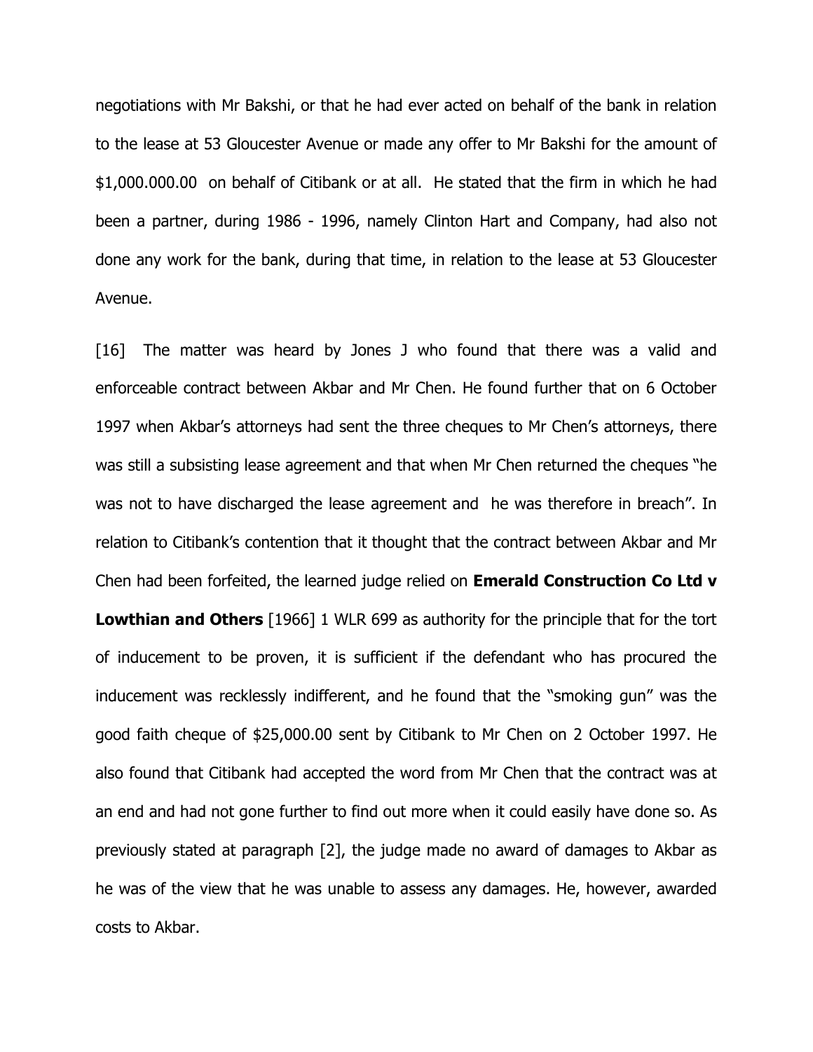negotiations with Mr Bakshi, or that he had ever acted on behalf of the bank in relation to the lease at 53 Gloucester Avenue or made any offer to Mr Bakshi for the amount of $1,000.000.00 on behalf of Citibank or at all. He stated that the firm in which he had been a partner, during 1986 - 1996, namely Clinton Hart and Company, had also not done any work for the bank, during that time, in relation to the lease at 53 Gloucester Avenue.

[16] The matter was heard by Jones J who found that there was a valid and enforceable contract between Akbar and Mr Chen. He found further that on 6 October 1997 when Akbar's attorneys had sent the three cheques to Mr Chen's attorneys, there was still a subsisting lease agreement and that when Mr Chen returned the cheques "he was not to have discharged the lease agreement and he was therefore in breach". In relation to Citibank's contention that it thought that the contract between Akbar and Mr Chen had been forfeited, the learned judge relied on **Emerald Construction Co Ltd v Lowthian and Others** [1966] 1 WLR 699 as authority for the principle that for the tort of inducement to be proven, it is sufficient if the defendant who has procured the inducement was recklessly indifferent, and he found that the "smoking gun" was the good faith cheque of $25,000.00 sent by Citibank to Mr Chen on 2 October 1997. He also found that Citibank had accepted the word from Mr Chen that the contract was at an end and had not gone further to find out more when it could easily have done so. As previously stated at paragraph [2], the judge made no award of damages to Akbar as he was of the view that he was unable to assess any damages. He, however, awarded costs to Akbar.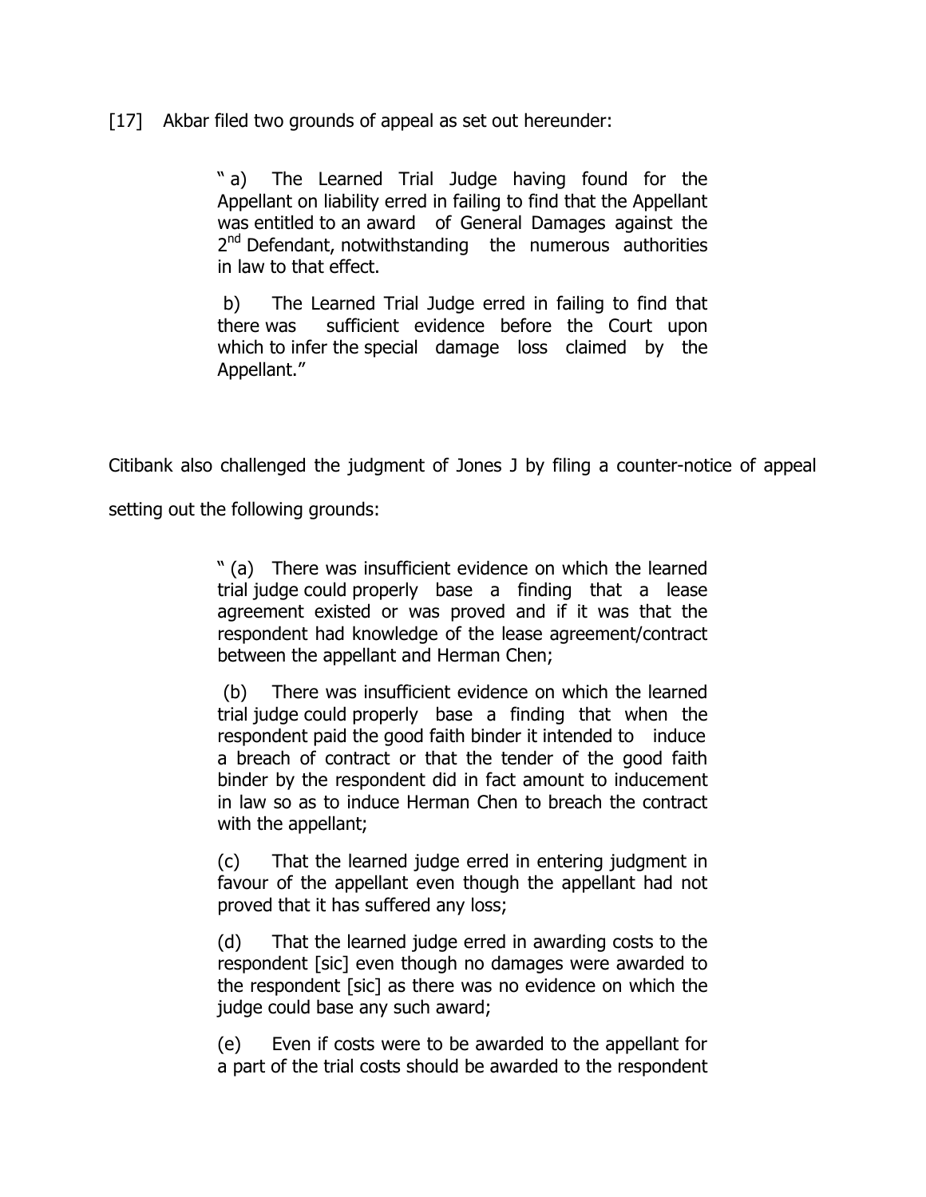[17] Akbar filed two grounds of appeal as set out hereunder:

> " a) The Learned Trial Judge having found for the Appellant on liability erred in failing to find that the Appellant was entitled to an award of General Damages against the 2nd Defendant, notwithstanding the numerous authorities in law to that effect.
>
> b) The Learned Trial Judge erred in failing to find that there was sufficient evidence before the Court upon which to infer the special damage loss claimed by the Appellant."

Citibank also challenged the judgment of Jones J by filing a counter-notice of appeal setting out the following grounds:

> " (a) There was insufficient evidence on which the learned trial judge could properly base a finding that a lease agreement existed or was proved and if it was that the respondent had knowledge of the lease agreement/contract between the appellant and Herman Chen;
>
> (b) There was insufficient evidence on which the learned trial judge could properly base a finding that when the respondent paid the good faith binder it intended to induce a breach of contract or that the tender of the good faith binder by the respondent did in fact amount to inducement in law so as to induce Herman Chen to breach the contract with the appellant;
>
> (c) That the learned judge erred in entering judgment in favour of the appellant even though the appellant had not proved that it has suffered any loss;
>
> (d) That the learned judge erred in awarding costs to the respondent [sic] even though no damages were awarded to the respondent [sic] as there was no evidence on which the judge could base any such award;
>
> (e) Even if costs were to be awarded to the appellant for a part of the trial costs should be awarded to the respondent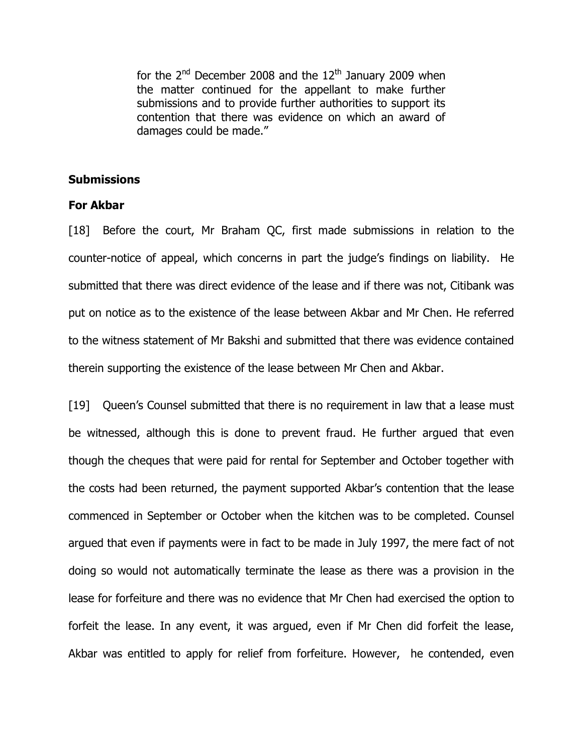> for the 2nd December 2008 and the 12th January 2009 when the matter continued for the appellant to make further submissions and to provide further authorities to support its contention that there was evidence on which an award of damages could be made."

## Submissions

### For Akbar

[18] Before the court, Mr Braham QC, first made submissions in relation to the counter-notice of appeal, which concerns in part the judge's findings on liability. He submitted that there was direct evidence of the lease and if there was not, Citibank was put on notice as to the existence of the lease between Akbar and Mr Chen. He referred to the witness statement of Mr Bakshi and submitted that there was evidence contained therein supporting the existence of the lease between Mr Chen and Akbar.

[19] Queen's Counsel submitted that there is no requirement in law that a lease must be witnessed, although this is done to prevent fraud. He further argued that even though the cheques that were paid for rental for September and October together with the costs had been returned, the payment supported Akbar's contention that the lease commenced in September or October when the kitchen was to be completed. Counsel argued that even if payments were in fact to be made in July 1997, the mere fact of not doing so would not automatically terminate the lease as there was a provision in the lease for forfeiture and there was no evidence that Mr Chen had exercised the option to forfeit the lease. In any event, it was argued, even if Mr Chen did forfeit the lease, Akbar was entitled to apply for relief from forfeiture. However, he contended, even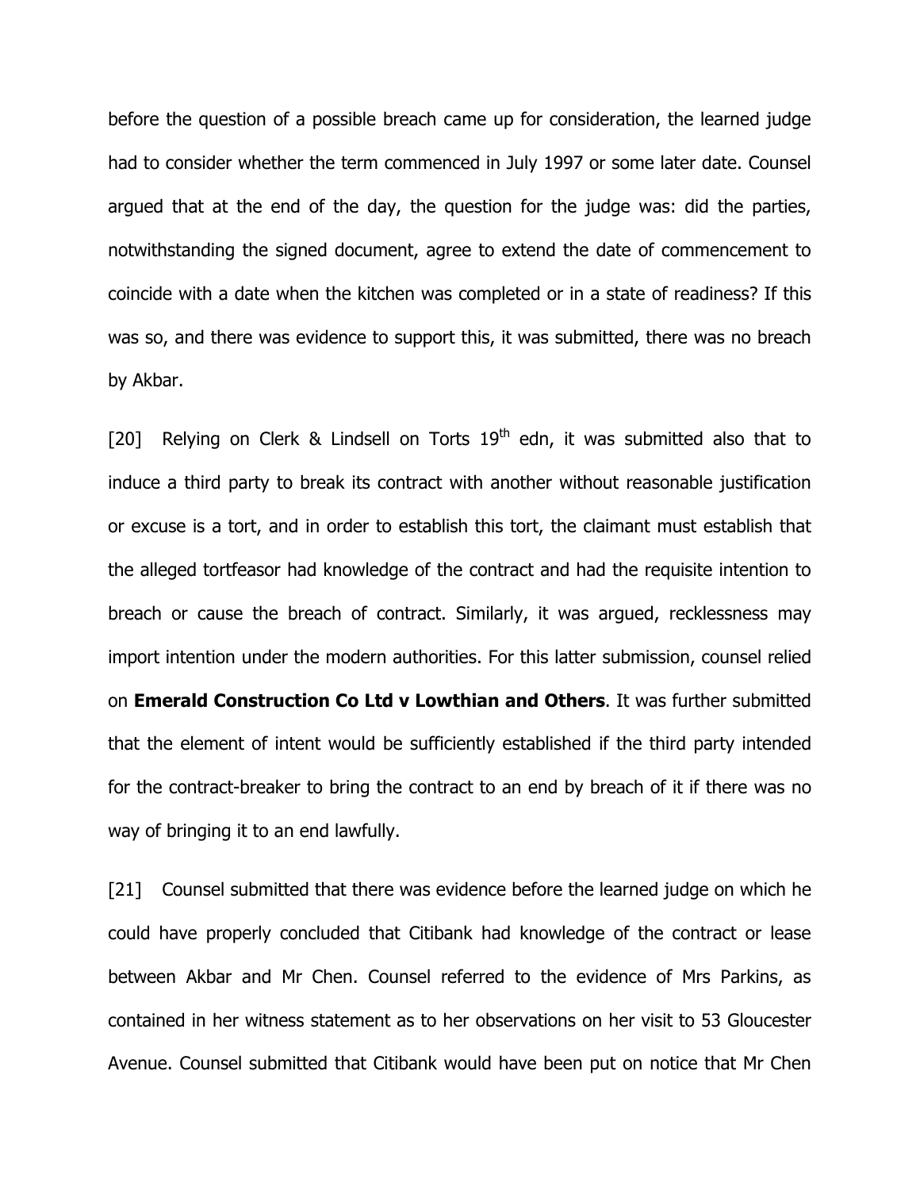before the question of a possible breach came up for consideration, the learned judge had to consider whether the term commenced in July 1997 or some later date. Counsel argued that at the end of the day, the question for the judge was: did the parties, notwithstanding the signed document, agree to extend the date of commencement to coincide with a date when the kitchen was completed or in a state of readiness? If this was so, and there was evidence to support this, it was submitted, there was no breach by Akbar.

[20] Relying on Clerk & Lindsell on Torts 19th edn, it was submitted also that to induce a third party to break its contract with another without reasonable justification or excuse is a tort, and in order to establish this tort, the claimant must establish that the alleged tortfeasor had knowledge of the contract and had the requisite intention to breach or cause the breach of contract. Similarly, it was argued, recklessness may import intention under the modern authorities. For this latter submission, counsel relied on **Emerald Construction Co Ltd v Lowthian and Others**. It was further submitted that the element of intent would be sufficiently established if the third party intended for the contract-breaker to bring the contract to an end by breach of it if there was no way of bringing it to an end lawfully.

[21] Counsel submitted that there was evidence before the learned judge on which he could have properly concluded that Citibank had knowledge of the contract or lease between Akbar and Mr Chen. Counsel referred to the evidence of Mrs Parkins, as contained in her witness statement as to her observations on her visit to 53 Gloucester Avenue. Counsel submitted that Citibank would have been put on notice that Mr Chen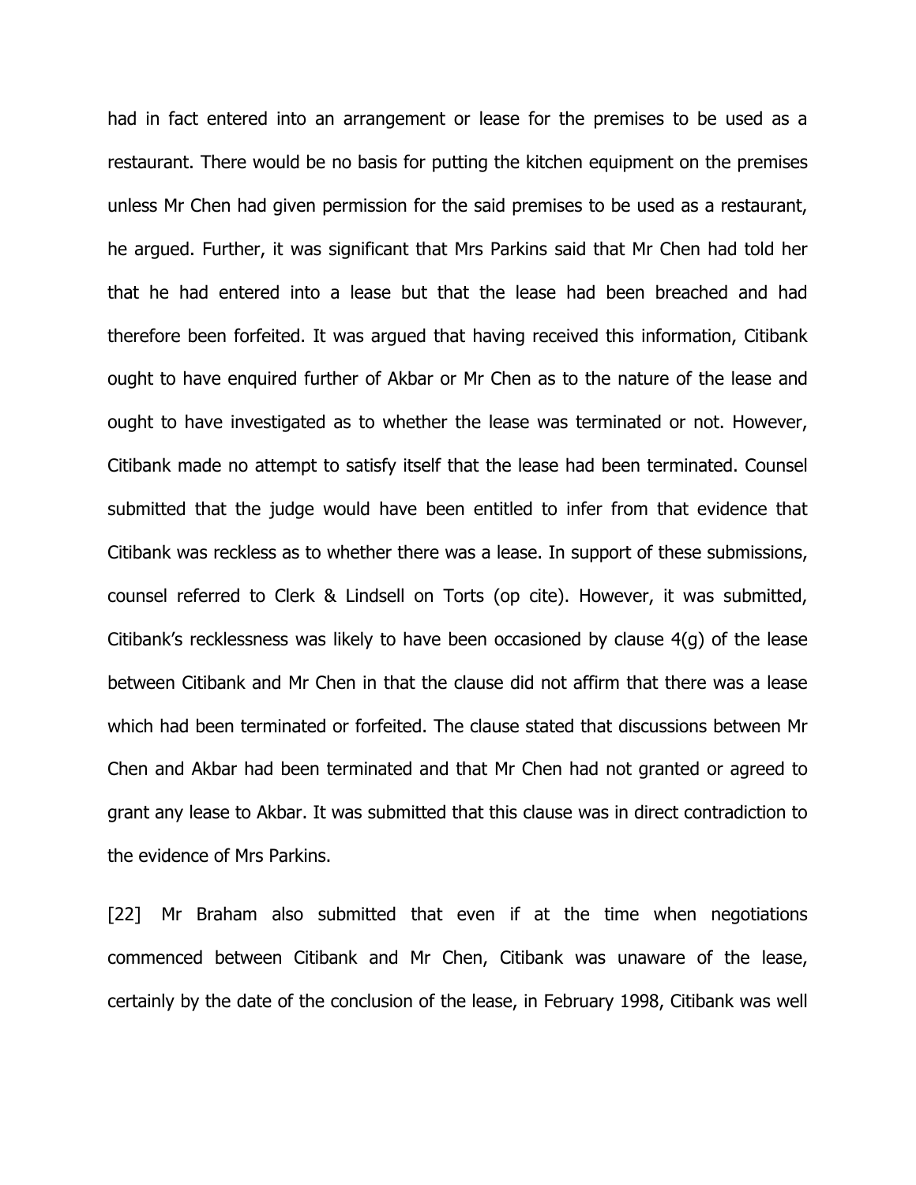had in fact entered into an arrangement or lease for the premises to be used as a restaurant. There would be no basis for putting the kitchen equipment on the premises unless Mr Chen had given permission for the said premises to be used as a restaurant, he argued. Further, it was significant that Mrs Parkins said that Mr Chen had told her that he had entered into a lease but that the lease had been breached and had therefore been forfeited. It was argued that having received this information, Citibank ought to have enquired further of Akbar or Mr Chen as to the nature of the lease and ought to have investigated as to whether the lease was terminated or not. However, Citibank made no attempt to satisfy itself that the lease had been terminated. Counsel submitted that the judge would have been entitled to infer from that evidence that Citibank was reckless as to whether there was a lease. In support of these submissions, counsel referred to Clerk & Lindsell on Torts (op cite). However, it was submitted, Citibank's recklessness was likely to have been occasioned by clause 4(g) of the lease between Citibank and Mr Chen in that the clause did not affirm that there was a lease which had been terminated or forfeited. The clause stated that discussions between Mr Chen and Akbar had been terminated and that Mr Chen had not granted or agreed to grant any lease to Akbar. It was submitted that this clause was in direct contradiction to the evidence of Mrs Parkins.

[22] Mr Braham also submitted that even if at the time when negotiations commenced between Citibank and Mr Chen, Citibank was unaware of the lease, certainly by the date of the conclusion of the lease, in February 1998, Citibank was well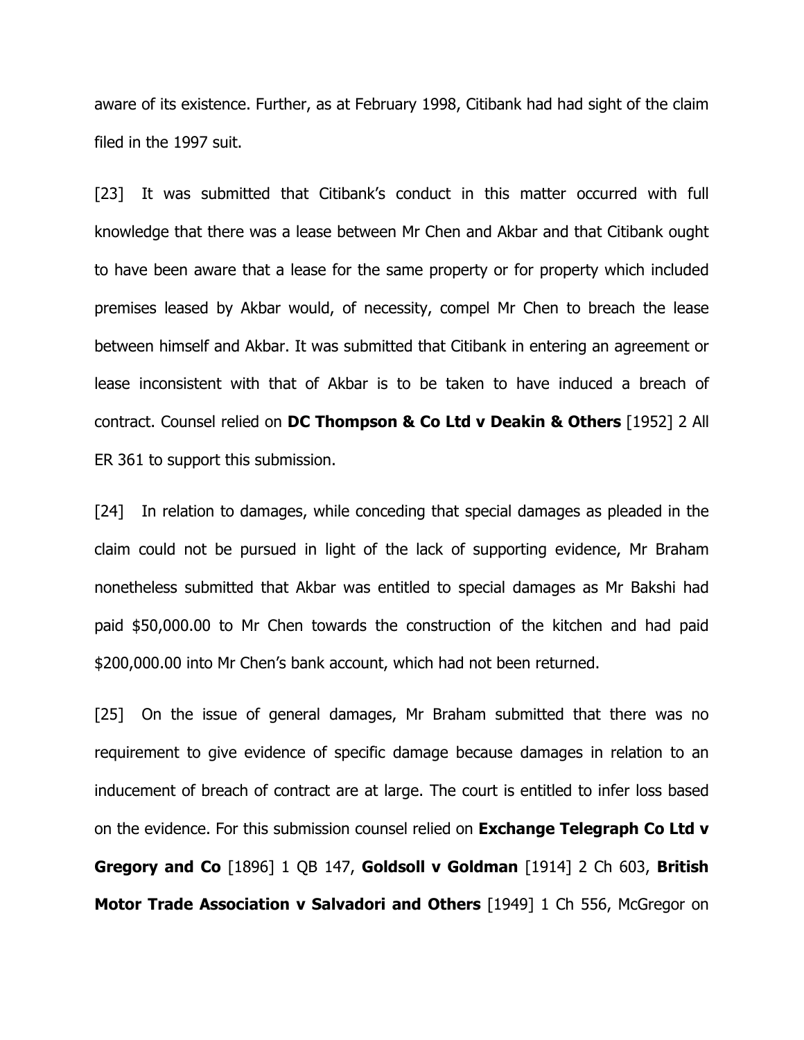aware of its existence. Further, as at February 1998, Citibank had had sight of the claim filed in the 1997 suit.

[23] It was submitted that Citibank's conduct in this matter occurred with full knowledge that there was a lease between Mr Chen and Akbar and that Citibank ought to have been aware that a lease for the same property or for property which included premises leased by Akbar would, of necessity, compel Mr Chen to breach the lease between himself and Akbar. It was submitted that Citibank in entering an agreement or lease inconsistent with that of Akbar is to be taken to have induced a breach of contract. Counsel relied on **DC Thompson & Co Ltd v Deakin & Others** [1952] 2 All ER 361 to support this submission.

[24] In relation to damages, while conceding that special damages as pleaded in the claim could not be pursued in light of the lack of supporting evidence, Mr Braham nonetheless submitted that Akbar was entitled to special damages as Mr Bakshi had paid $50,000.00 to Mr Chen towards the construction of the kitchen and had paid $200,000.00 into Mr Chen's bank account, which had not been returned.

[25] On the issue of general damages, Mr Braham submitted that there was no requirement to give evidence of specific damage because damages in relation to an inducement of breach of contract are at large. The court is entitled to infer loss based on the evidence. For this submission counsel relied on **Exchange Telegraph Co Ltd v Gregory and Co** [1896] 1 QB 147, **Goldsoll v Goldman** [1914] 2 Ch 603, **British Motor Trade Association v Salvadori and Others** [1949] 1 Ch 556, McGregor on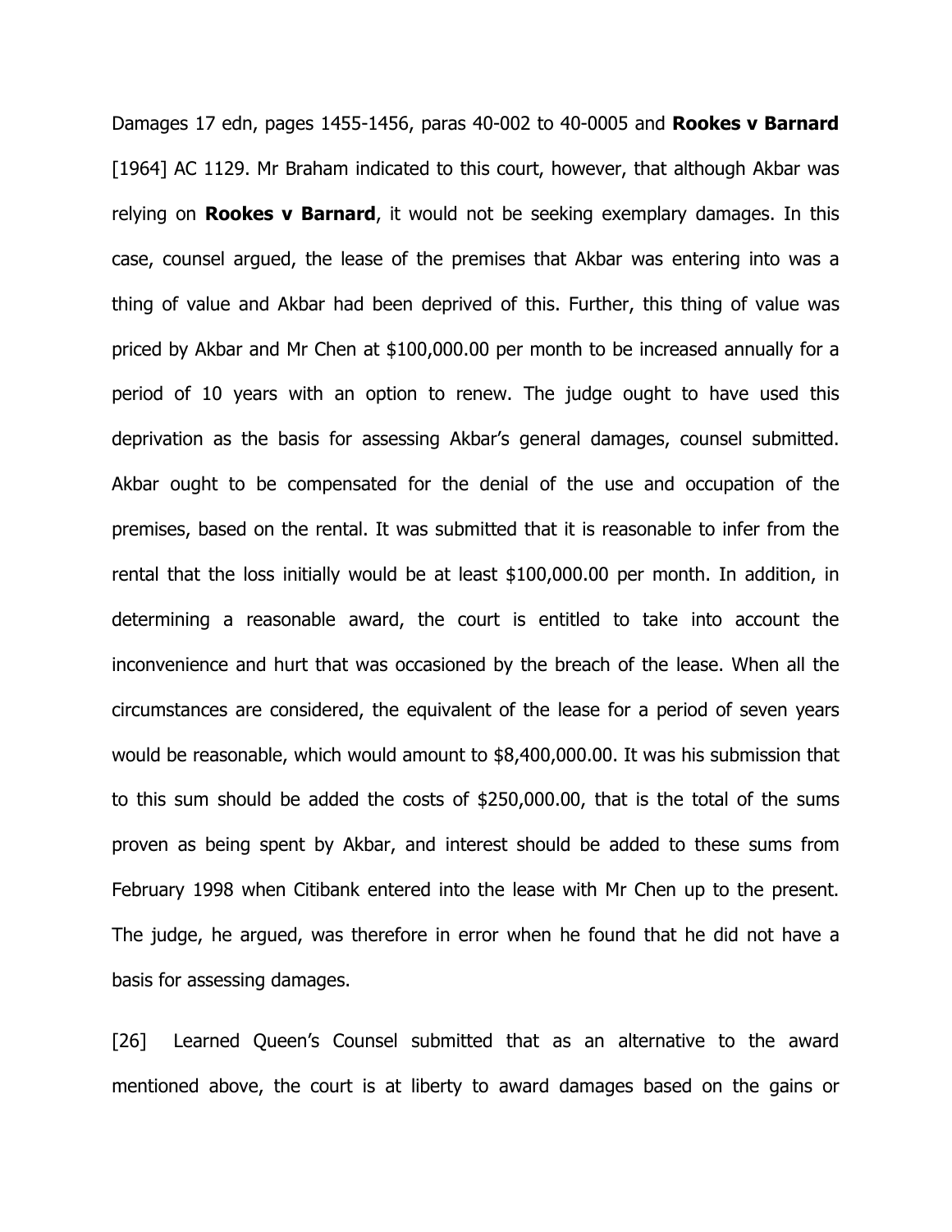Damages 17 edn, pages 1455-1456, paras 40-002 to 40-0005 and **Rookes v Barnard** [1964] AC 1129. Mr Braham indicated to this court, however, that although Akbar was relying on **Rookes v Barnard**, it would not be seeking exemplary damages. In this case, counsel argued, the lease of the premises that Akbar was entering into was a thing of value and Akbar had been deprived of this. Further, this thing of value was priced by Akbar and Mr Chen at $100,000.00 per month to be increased annually for a period of 10 years with an option to renew. The judge ought to have used this deprivation as the basis for assessing Akbar's general damages, counsel submitted. Akbar ought to be compensated for the denial of the use and occupation of the premises, based on the rental. It was submitted that it is reasonable to infer from the rental that the loss initially would be at least $100,000.00 per month. In addition, in determining a reasonable award, the court is entitled to take into account the inconvenience and hurt that was occasioned by the breach of the lease. When all the circumstances are considered, the equivalent of the lease for a period of seven years would be reasonable, which would amount to $8,400,000.00. It was his submission that to this sum should be added the costs of $250,000.00, that is the total of the sums proven as being spent by Akbar, and interest should be added to these sums from February 1998 when Citibank entered into the lease with Mr Chen up to the present. The judge, he argued, was therefore in error when he found that he did not have a basis for assessing damages.

[26] Learned Queen's Counsel submitted that as an alternative to the award mentioned above, the court is at liberty to award damages based on the gains or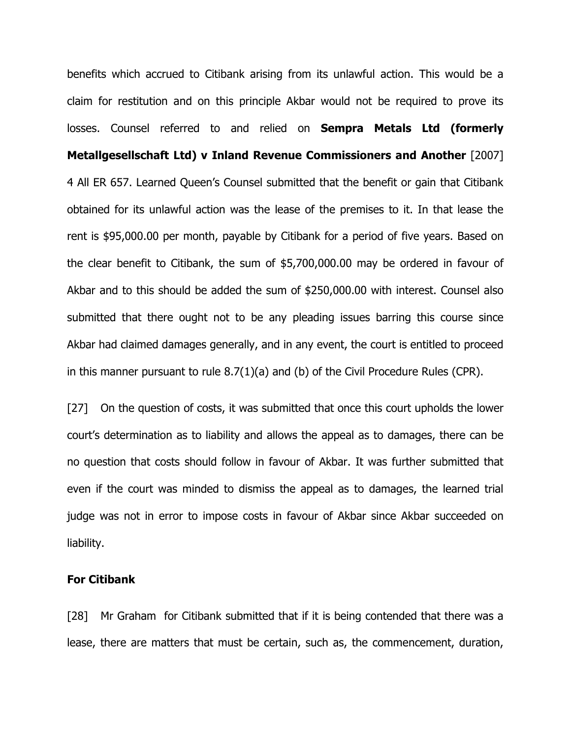benefits which accrued to Citibank arising from its unlawful action. This would be a claim for restitution and on this principle Akbar would not be required to prove its losses. Counsel referred to and relied on **Sempra Metals Ltd (formerly Metallgesellschaft Ltd) v Inland Revenue Commissioners and Another** [2007] 4 All ER 657. Learned Queen's Counsel submitted that the benefit or gain that Citibank obtained for its unlawful action was the lease of the premises to it. In that lease the rent is $95,000.00 per month, payable by Citibank for a period of five years. Based on the clear benefit to Citibank, the sum of $5,700,000.00 may be ordered in favour of Akbar and to this should be added the sum of $250,000.00 with interest. Counsel also submitted that there ought not to be any pleading issues barring this course since Akbar had claimed damages generally, and in any event, the court is entitled to proceed in this manner pursuant to rule 8.7(1)(a) and (b) of the Civil Procedure Rules (CPR).

[27] On the question of costs, it was submitted that once this court upholds the lower court's determination as to liability and allows the appeal as to damages, there can be no question that costs should follow in favour of Akbar. It was further submitted that even if the court was minded to dismiss the appeal as to damages, the learned trial judge was not in error to impose costs in favour of Akbar since Akbar succeeded on liability.

**For Citibank**

[28] Mr Graham for Citibank submitted that if it is being contended that there was a lease, there are matters that must be certain, such as, the commencement, duration,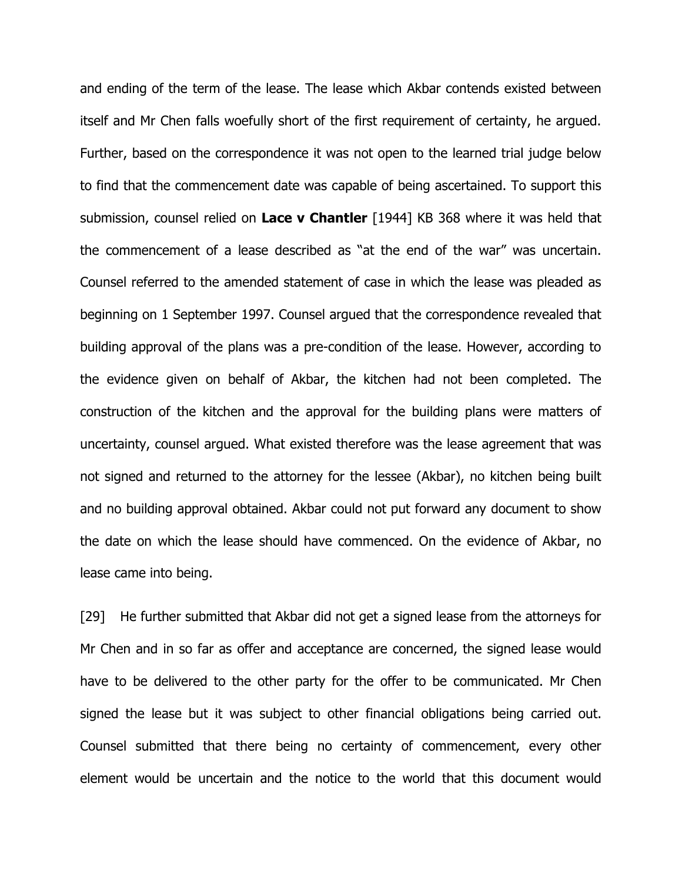and ending of the term of the lease. The lease which Akbar contends existed between itself and Mr Chen falls woefully short of the first requirement of certainty, he argued. Further, based on the correspondence it was not open to the learned trial judge below to find that the commencement date was capable of being ascertained. To support this submission, counsel relied on **Lace v Chantler** [1944] KB 368 where it was held that the commencement of a lease described as "at the end of the war" was uncertain. Counsel referred to the amended statement of case in which the lease was pleaded as beginning on 1 September 1997. Counsel argued that the correspondence revealed that building approval of the plans was a pre-condition of the lease. However, according to the evidence given on behalf of Akbar, the kitchen had not been completed. The construction of the kitchen and the approval for the building plans were matters of uncertainty, counsel argued. What existed therefore was the lease agreement that was not signed and returned to the attorney for the lessee (Akbar), no kitchen being built and no building approval obtained. Akbar could not put forward any document to show the date on which the lease should have commenced. On the evidence of Akbar, no lease came into being.

[29] He further submitted that Akbar did not get a signed lease from the attorneys for Mr Chen and in so far as offer and acceptance are concerned, the signed lease would have to be delivered to the other party for the offer to be communicated. Mr Chen signed the lease but it was subject to other financial obligations being carried out. Counsel submitted that there being no certainty of commencement, every other element would be uncertain and the notice to the world that this document would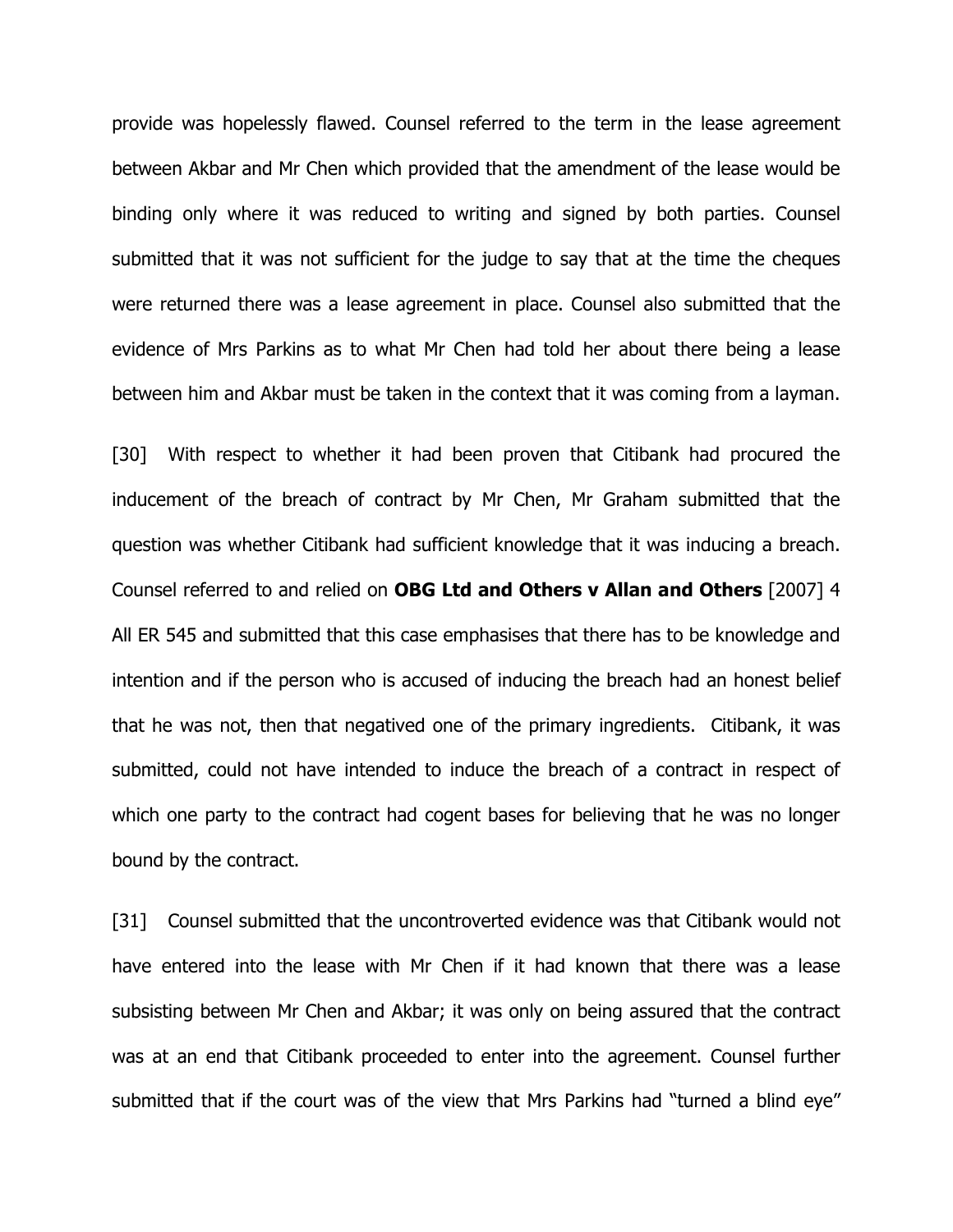provide was hopelessly flawed. Counsel referred to the term in the lease agreement between Akbar and Mr Chen which provided that the amendment of the lease would be binding only where it was reduced to writing and signed by both parties. Counsel submitted that it was not sufficient for the judge to say that at the time the cheques were returned there was a lease agreement in place. Counsel also submitted that the evidence of Mrs Parkins as to what Mr Chen had told her about there being a lease between him and Akbar must be taken in the context that it was coming from a layman.

[30] With respect to whether it had been proven that Citibank had procured the inducement of the breach of contract by Mr Chen, Mr Graham submitted that the question was whether Citibank had sufficient knowledge that it was inducing a breach. Counsel referred to and relied on **OBG Ltd and Others v Allan and Others** [2007] 4 All ER 545 and submitted that this case emphasises that there has to be knowledge and intention and if the person who is accused of inducing the breach had an honest belief that he was not, then that negatived one of the primary ingredients. Citibank, it was submitted, could not have intended to induce the breach of a contract in respect of which one party to the contract had cogent bases for believing that he was no longer bound by the contract.

[31] Counsel submitted that the uncontroverted evidence was that Citibank would not have entered into the lease with Mr Chen if it had known that there was a lease subsisting between Mr Chen and Akbar; it was only on being assured that the contract was at an end that Citibank proceeded to enter into the agreement. Counsel further submitted that if the court was of the view that Mrs Parkins had "turned a blind eye"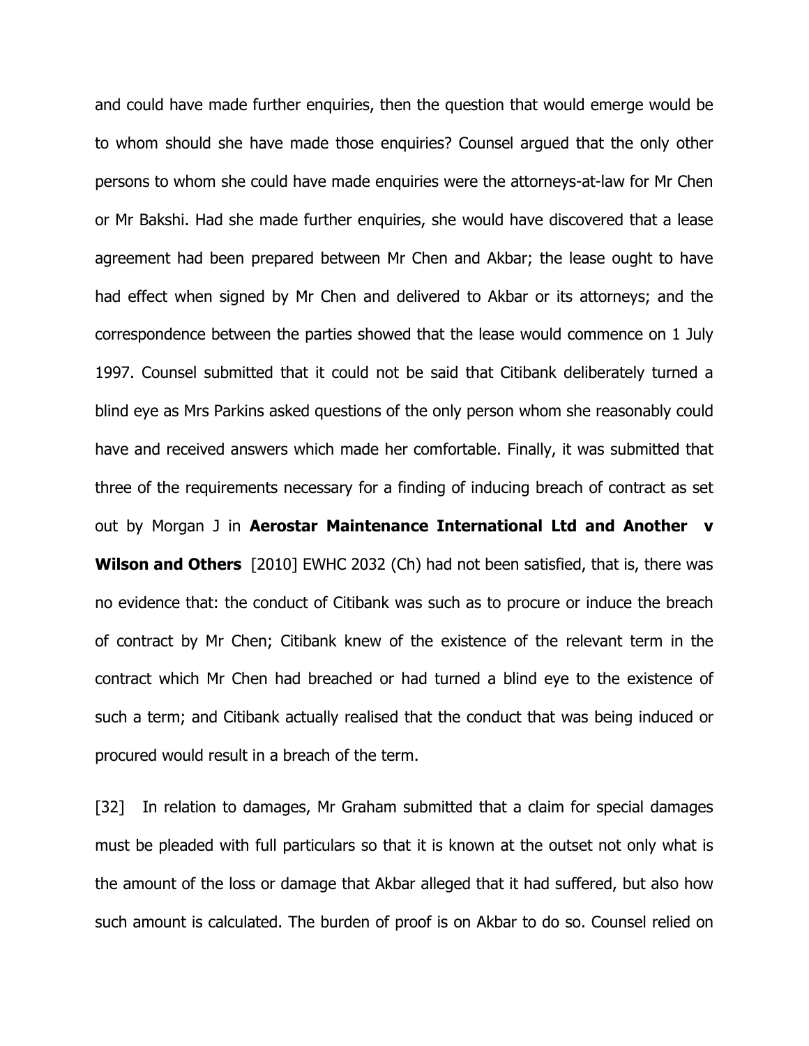and could have made further enquiries, then the question that would emerge would be to whom should she have made those enquiries? Counsel argued that the only other persons to whom she could have made enquiries were the attorneys-at-law for Mr Chen or Mr Bakshi. Had she made further enquiries, she would have discovered that a lease agreement had been prepared between Mr Chen and Akbar; the lease ought to have had effect when signed by Mr Chen and delivered to Akbar or its attorneys; and the correspondence between the parties showed that the lease would commence on 1 July 1997. Counsel submitted that it could not be said that Citibank deliberately turned a blind eye as Mrs Parkins asked questions of the only person whom she reasonably could have and received answers which made her comfortable. Finally, it was submitted that three of the requirements necessary for a finding of inducing breach of contract as set out by Morgan J in **Aerostar Maintenance International Ltd and Another v Wilson and Others** [2010] EWHC 2032 (Ch) had not been satisfied, that is, there was no evidence that: the conduct of Citibank was such as to procure or induce the breach of contract by Mr Chen; Citibank knew of the existence of the relevant term in the contract which Mr Chen had breached or had turned a blind eye to the existence of such a term; and Citibank actually realised that the conduct that was being induced or procured would result in a breach of the term.

[32] In relation to damages, Mr Graham submitted that a claim for special damages must be pleaded with full particulars so that it is known at the outset not only what is the amount of the loss or damage that Akbar alleged that it had suffered, but also how such amount is calculated. The burden of proof is on Akbar to do so. Counsel relied on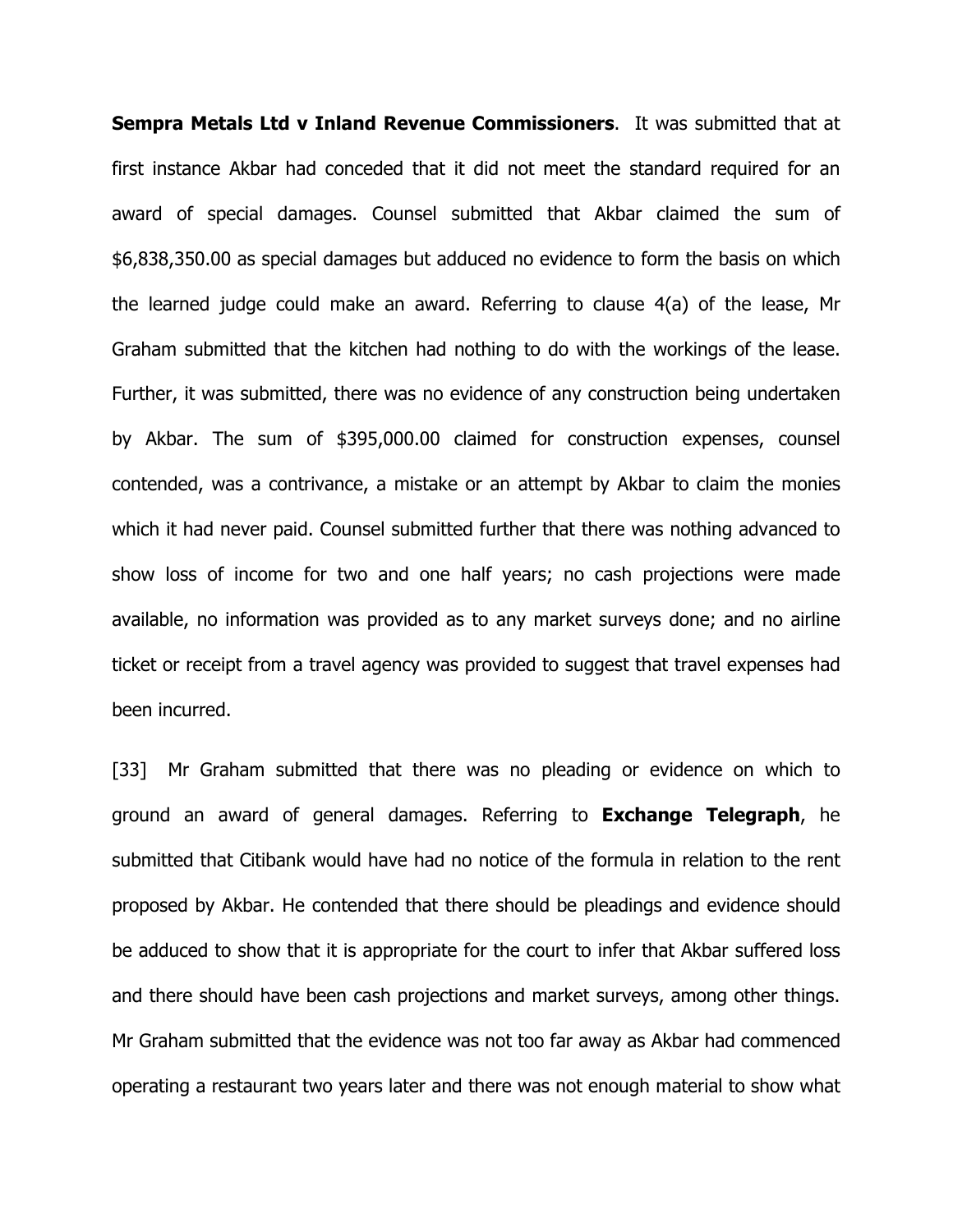**Sempra Metals Ltd v Inland Revenue Commissioners**. It was submitted that at first instance Akbar had conceded that it did not meet the standard required for an award of special damages. Counsel submitted that Akbar claimed the sum of $6,838,350.00 as special damages but adduced no evidence to form the basis on which the learned judge could make an award. Referring to clause 4(a) of the lease, Mr Graham submitted that the kitchen had nothing to do with the workings of the lease. Further, it was submitted, there was no evidence of any construction being undertaken by Akbar. The sum of $395,000.00 claimed for construction expenses, counsel contended, was a contrivance, a mistake or an attempt by Akbar to claim the monies which it had never paid. Counsel submitted further that there was nothing advanced to show loss of income for two and one half years; no cash projections were made available, no information was provided as to any market surveys done; and no airline ticket or receipt from a travel agency was provided to suggest that travel expenses had been incurred.

[33] Mr Graham submitted that there was no pleading or evidence on which to ground an award of general damages. Referring to **Exchange Telegraph**, he submitted that Citibank would have had no notice of the formula in relation to the rent proposed by Akbar. He contended that there should be pleadings and evidence should be adduced to show that it is appropriate for the court to infer that Akbar suffered loss and there should have been cash projections and market surveys, among other things. Mr Graham submitted that the evidence was not too far away as Akbar had commenced operating a restaurant two years later and there was not enough material to show what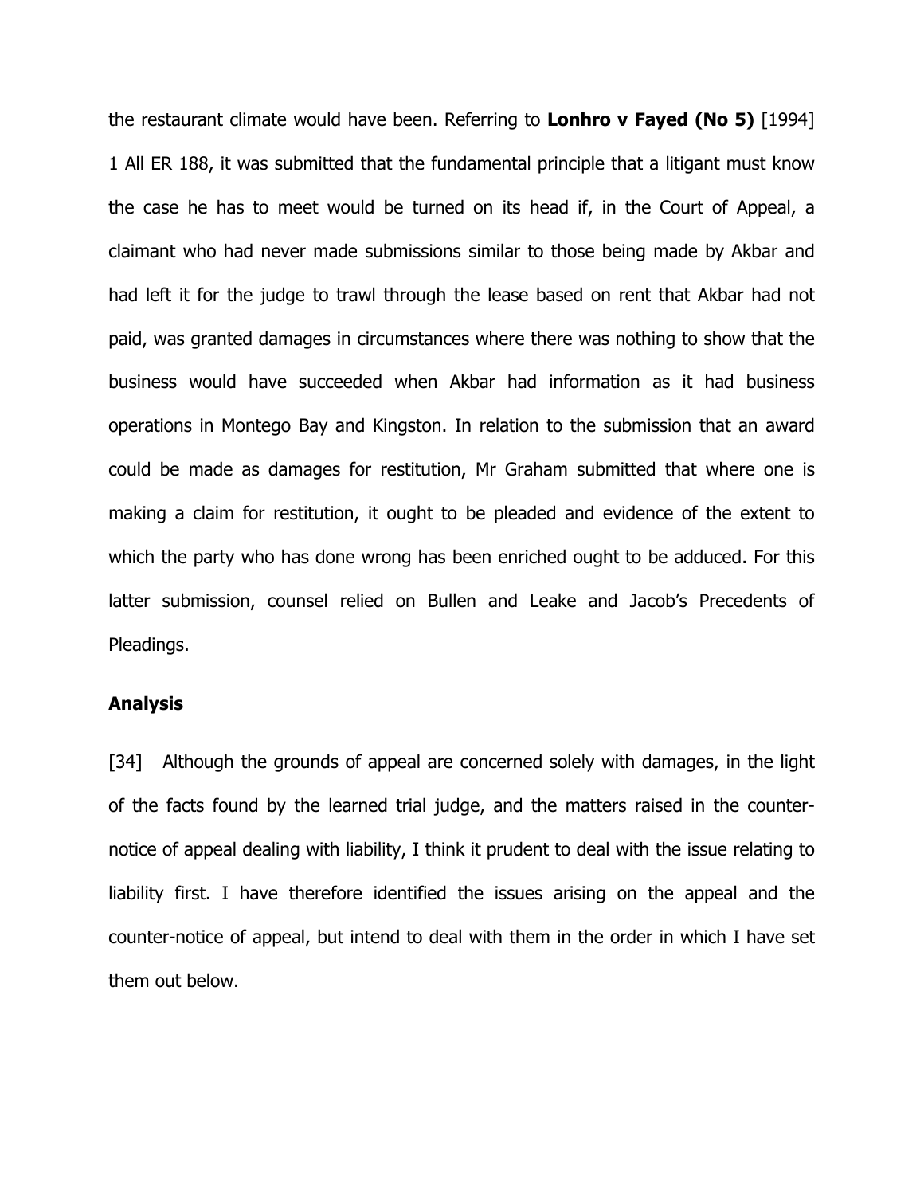the restaurant climate would have been. Referring to **Lonhro v Fayed (No 5)** [1994] 1 All ER 188, it was submitted that the fundamental principle that a litigant must know the case he has to meet would be turned on its head if, in the Court of Appeal, a claimant who had never made submissions similar to those being made by Akbar and had left it for the judge to trawl through the lease based on rent that Akbar had not paid, was granted damages in circumstances where there was nothing to show that the business would have succeeded when Akbar had information as it had business operations in Montego Bay and Kingston. In relation to the submission that an award could be made as damages for restitution, Mr Graham submitted that where one is making a claim for restitution, it ought to be pleaded and evidence of the extent to which the party who has done wrong has been enriched ought to be adduced. For this latter submission, counsel relied on Bullen and Leake and Jacob's Precedents of Pleadings.

**Analysis**

[34] Although the grounds of appeal are concerned solely with damages, in the light of the facts found by the learned trial judge, and the matters raised in the counter-notice of appeal dealing with liability, I think it prudent to deal with the issue relating to liability first. I have therefore identified the issues arising on the appeal and the counter-notice of appeal, but intend to deal with them in the order in which I have set them out below.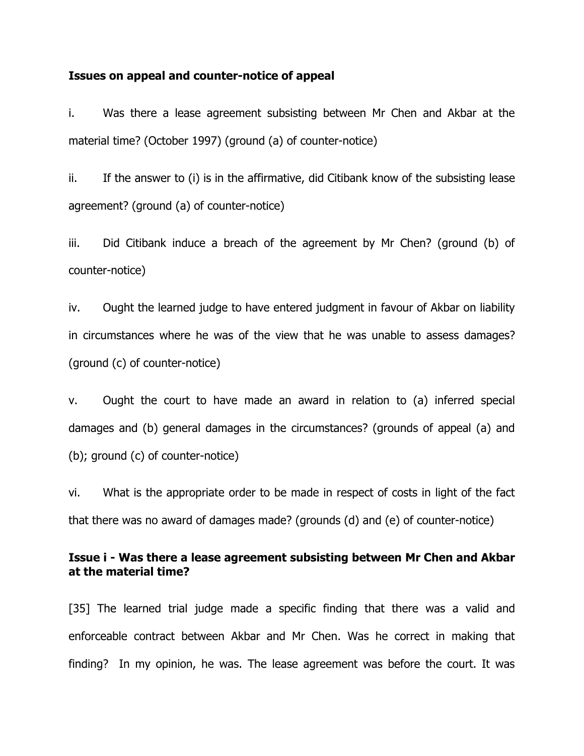**Issues on appeal and counter-notice of appeal**

i. Was there a lease agreement subsisting between Mr Chen and Akbar at the material time? (October 1997) (ground (a) of counter-notice)

ii. If the answer to (i) is in the affirmative, did Citibank know of the subsisting lease agreement? (ground (a) of counter-notice)

iii. Did Citibank induce a breach of the agreement by Mr Chen? (ground (b) of counter-notice)

iv. Ought the learned judge to have entered judgment in favour of Akbar on liability in circumstances where he was of the view that he was unable to assess damages? (ground (c) of counter-notice)

v. Ought the court to have made an award in relation to (a) inferred special damages and (b) general damages in the circumstances? (grounds of appeal (a) and (b); ground (c) of counter-notice)

vi. What is the appropriate order to be made in respect of costs in light of the fact that there was no award of damages made? (grounds (d) and (e) of counter-notice)

**Issue i - Was there a lease agreement subsisting between Mr Chen and Akbar at the material time?**

[35] The learned trial judge made a specific finding that there was a valid and enforceable contract between Akbar and Mr Chen. Was he correct in making that finding? In my opinion, he was. The lease agreement was before the court. It was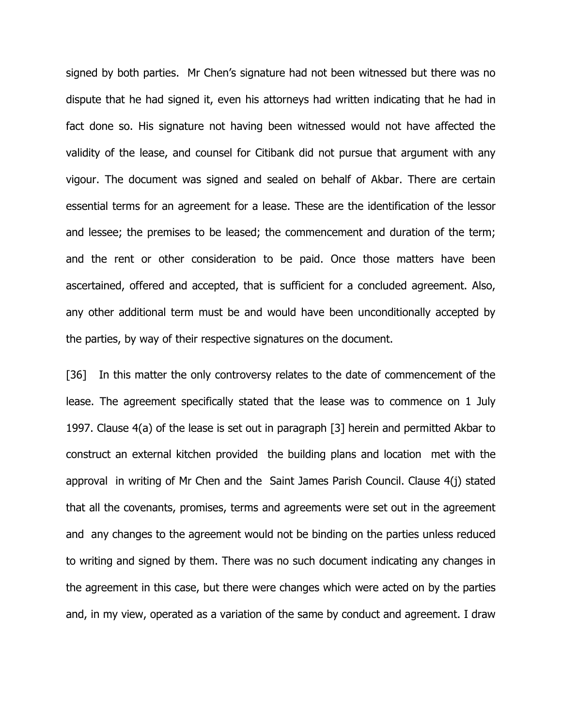signed by both parties. Mr Chen's signature had not been witnessed but there was no dispute that he had signed it, even his attorneys had written indicating that he had in fact done so. His signature not having been witnessed would not have affected the validity of the lease, and counsel for Citibank did not pursue that argument with any vigour. The document was signed and sealed on behalf of Akbar. There are certain essential terms for an agreement for a lease. These are the identification of the lessor and lessee; the premises to be leased; the commencement and duration of the term; and the rent or other consideration to be paid. Once those matters have been ascertained, offered and accepted, that is sufficient for a concluded agreement. Also, any other additional term must be and would have been unconditionally accepted by the parties, by way of their respective signatures on the document.

[36] In this matter the only controversy relates to the date of commencement of the lease. The agreement specifically stated that the lease was to commence on 1 July 1997. Clause 4(a) of the lease is set out in paragraph [3] herein and permitted Akbar to construct an external kitchen provided the building plans and location met with the approval in writing of Mr Chen and the Saint James Parish Council. Clause 4(j) stated that all the covenants, promises, terms and agreements were set out in the agreement and any changes to the agreement would not be binding on the parties unless reduced to writing and signed by them. There was no such document indicating any changes in the agreement in this case, but there were changes which were acted on by the parties and, in my view, operated as a variation of the same by conduct and agreement. I draw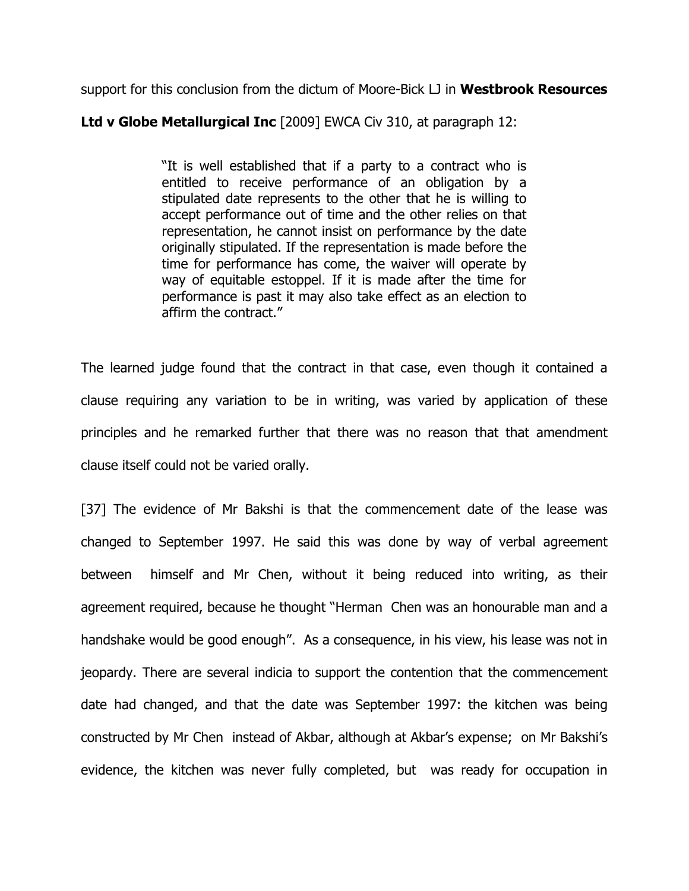support for this conclusion from the dictum of Moore-Bick LJ in **Westbrook Resources Ltd v Globe Metallurgical Inc** [2009] EWCA Civ 310, at paragraph 12:

> "It is well established that if a party to a contract who is entitled to receive performance of an obligation by a stipulated date represents to the other that he is willing to accept performance out of time and the other relies on that representation, he cannot insist on performance by the date originally stipulated. If the representation is made before the time for performance has come, the waiver will operate by way of equitable estoppel. If it is made after the time for performance is past it may also take effect as an election to affirm the contract."

The learned judge found that the contract in that case, even though it contained a clause requiring any variation to be in writing, was varied by application of these principles and he remarked further that there was no reason that that amendment clause itself could not be varied orally.

[37] The evidence of Mr Bakshi is that the commencement date of the lease was changed to September 1997. He said this was done by way of verbal agreement between himself and Mr Chen, without it being reduced into writing, as their agreement required, because he thought "Herman Chen was an honourable man and a handshake would be good enough". As a consequence, in his view, his lease was not in jeopardy. There are several indicia to support the contention that the commencement date had changed, and that the date was September 1997: the kitchen was being constructed by Mr Chen instead of Akbar, although at Akbar's expense; on Mr Bakshi's evidence, the kitchen was never fully completed, but was ready for occupation in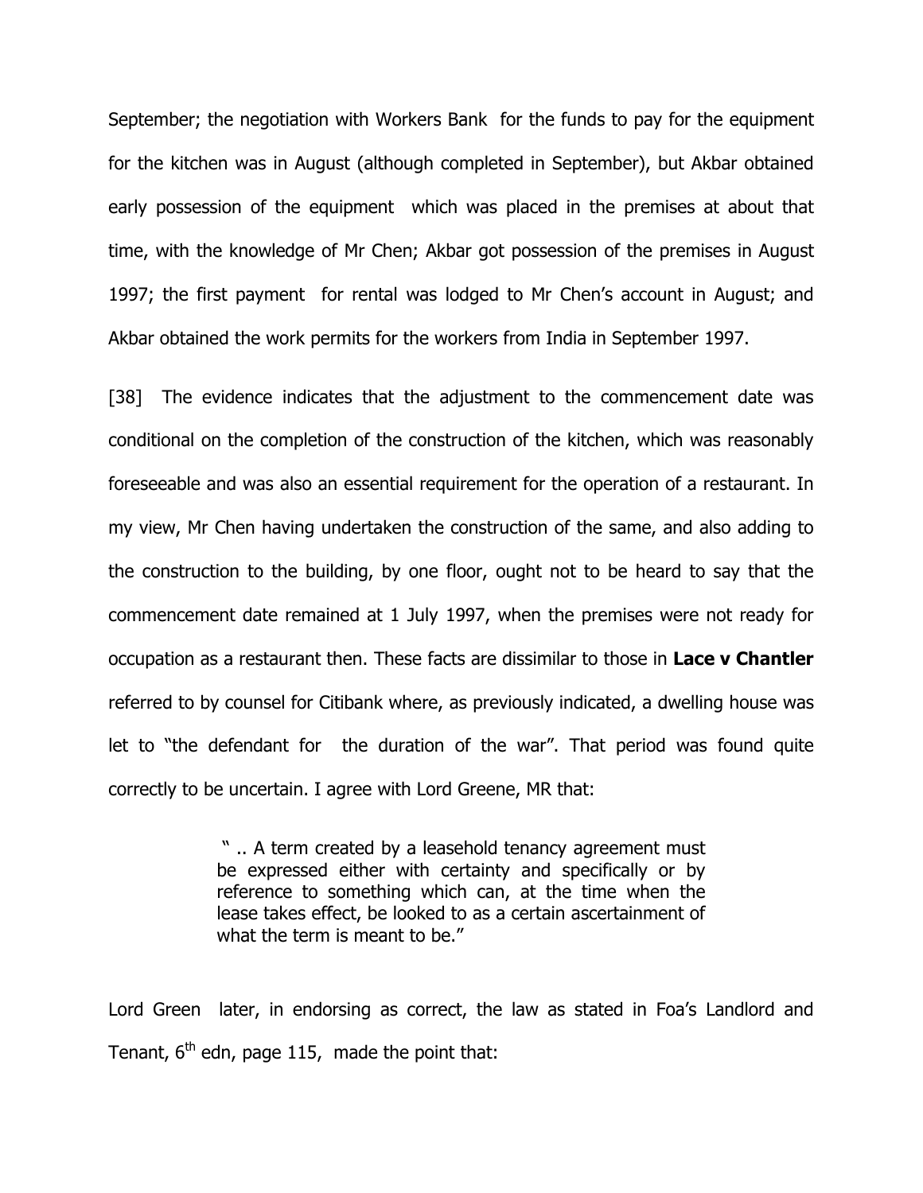September; the negotiation with Workers Bank for the funds to pay for the equipment for the kitchen was in August (although completed in September), but Akbar obtained early possession of the equipment which was placed in the premises at about that time, with the knowledge of Mr Chen; Akbar got possession of the premises in August 1997; the first payment for rental was lodged to Mr Chen's account in August; and Akbar obtained the work permits for the workers from India in September 1997.

[38] The evidence indicates that the adjustment to the commencement date was conditional on the completion of the construction of the kitchen, which was reasonably foreseeable and was also an essential requirement for the operation of a restaurant. In my view, Mr Chen having undertaken the construction of the same, and also adding to the construction to the building, by one floor, ought not to be heard to say that the commencement date remained at 1 July 1997, when the premises were not ready for occupation as a restaurant then. These facts are dissimilar to those in **Lace v Chantler** referred to by counsel for Citibank where, as previously indicated, a dwelling house was let to "the defendant for the duration of the war". That period was found quite correctly to be uncertain. I agree with Lord Greene, MR that:

> " .. A term created by a leasehold tenancy agreement must be expressed either with certainty and specifically or by reference to something which can, at the time when the lease takes effect, be looked to as a certain ascertainment of what the term is meant to be."

Lord Green later, in endorsing as correct, the law as stated in Foa's Landlord and Tenant, 6th edn, page 115, made the point that: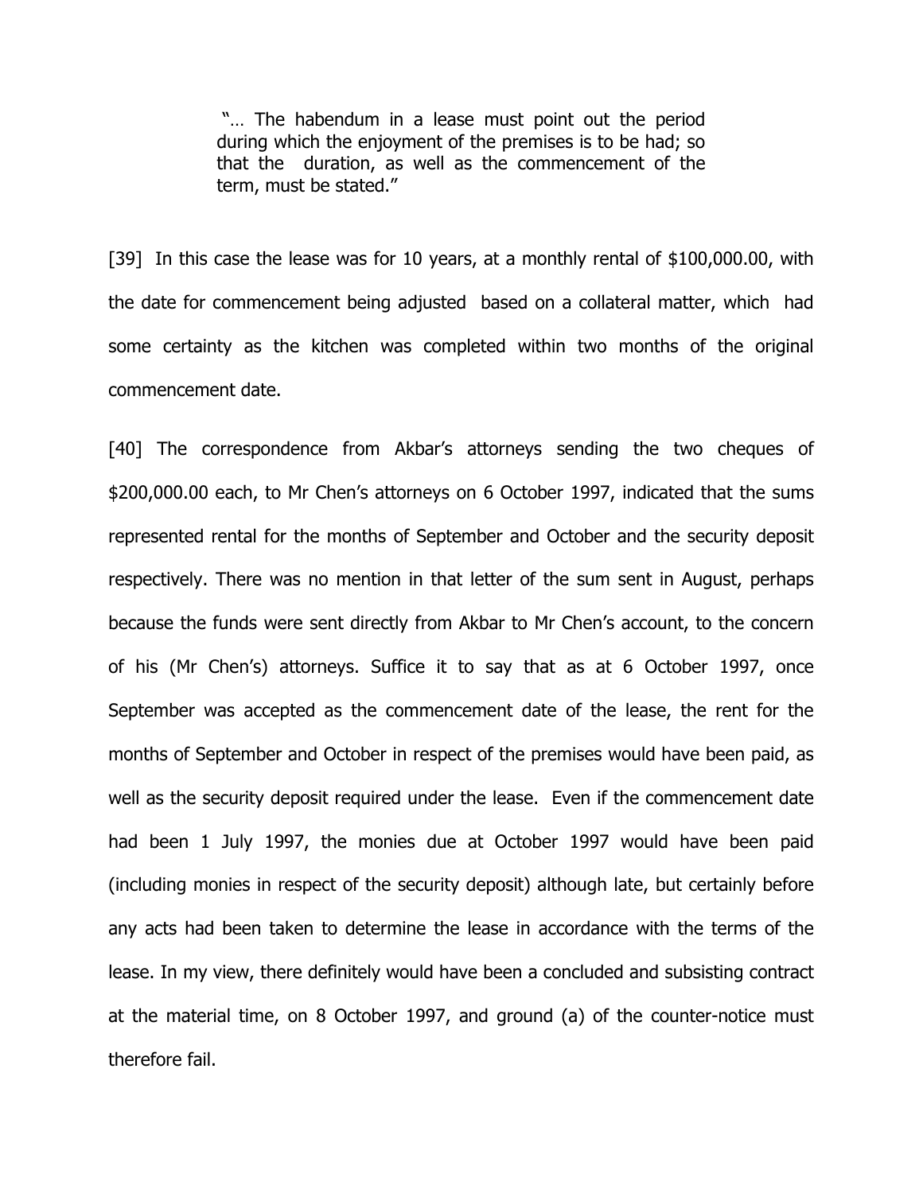> "… The habendum in a lease must point out the period during which the enjoyment of the premises is to be had; so that the duration, as well as the commencement of the term, must be stated."

[39] In this case the lease was for 10 years, at a monthly rental of $100,000.00, with the date for commencement being adjusted based on a collateral matter, which had some certainty as the kitchen was completed within two months of the original commencement date.

[40] The correspondence from Akbar's attorneys sending the two cheques of $200,000.00 each, to Mr Chen's attorneys on 6 October 1997, indicated that the sums represented rental for the months of September and October and the security deposit respectively. There was no mention in that letter of the sum sent in August, perhaps because the funds were sent directly from Akbar to Mr Chen's account, to the concern of his (Mr Chen's) attorneys. Suffice it to say that as at 6 October 1997, once September was accepted as the commencement date of the lease, the rent for the months of September and October in respect of the premises would have been paid, as well as the security deposit required under the lease. Even if the commencement date had been 1 July 1997, the monies due at October 1997 would have been paid (including monies in respect of the security deposit) although late, but certainly before any acts had been taken to determine the lease in accordance with the terms of the lease. In my view, there definitely would have been a concluded and subsisting contract at the material time, on 8 October 1997, and ground (a) of the counter-notice must therefore fail.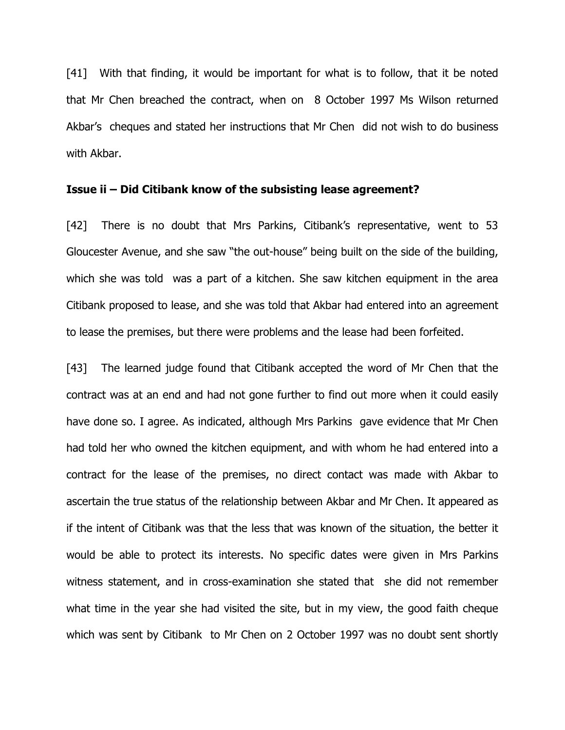[41] With that finding, it would be important for what is to follow, that it be noted that Mr Chen breached the contract, when on 8 October 1997 Ms Wilson returned Akbar's cheques and stated her instructions that Mr Chen did not wish to do business with Akbar.

**Issue ii – Did Citibank know of the subsisting lease agreement?**

[42] There is no doubt that Mrs Parkins, Citibank's representative, went to 53 Gloucester Avenue, and she saw "the out-house" being built on the side of the building, which she was told was a part of a kitchen. She saw kitchen equipment in the area Citibank proposed to lease, and she was told that Akbar had entered into an agreement to lease the premises, but there were problems and the lease had been forfeited.

[43] The learned judge found that Citibank accepted the word of Mr Chen that the contract was at an end and had not gone further to find out more when it could easily have done so. I agree. As indicated, although Mrs Parkins gave evidence that Mr Chen had told her who owned the kitchen equipment, and with whom he had entered into a contract for the lease of the premises, no direct contact was made with Akbar to ascertain the true status of the relationship between Akbar and Mr Chen. It appeared as if the intent of Citibank was that the less that was known of the situation, the better it would be able to protect its interests. No specific dates were given in Mrs Parkins witness statement, and in cross-examination she stated that she did not remember what time in the year she had visited the site, but in my view, the good faith cheque which was sent by Citibank to Mr Chen on 2 October 1997 was no doubt sent shortly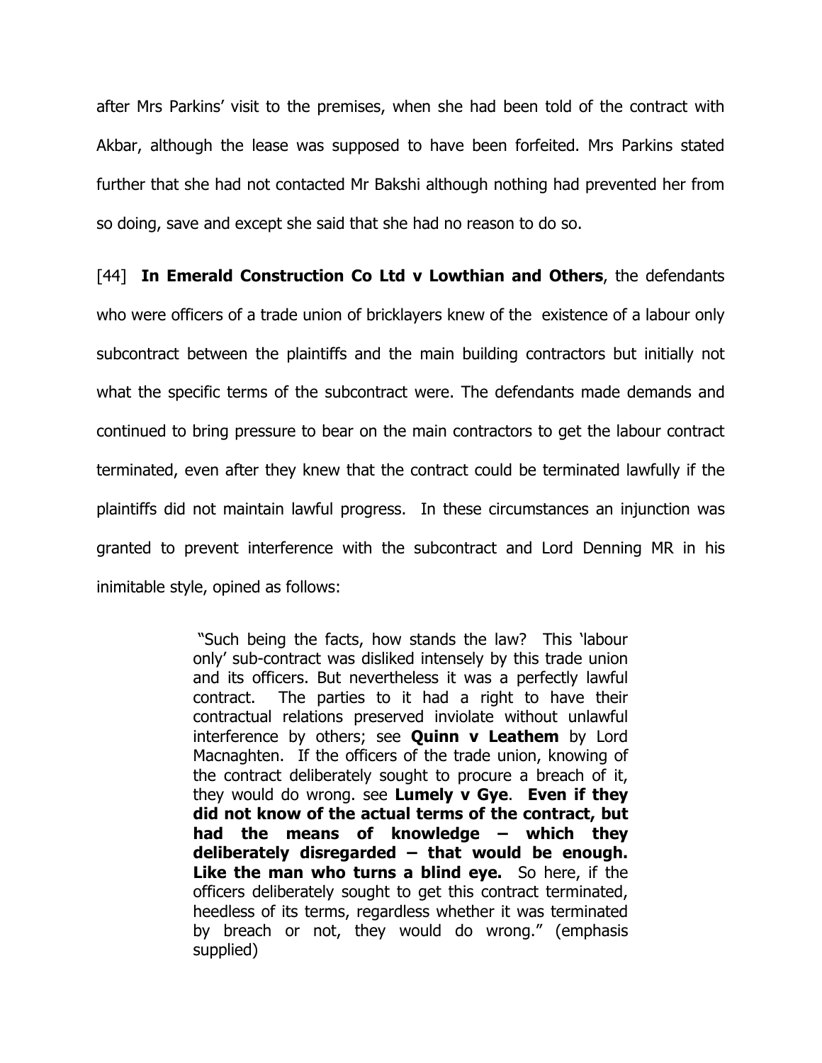after Mrs Parkins' visit to the premises, when she had been told of the contract with Akbar, although the lease was supposed to have been forfeited. Mrs Parkins stated further that she had not contacted Mr Bakshi although nothing had prevented her from so doing, save and except she said that she had no reason to do so.

[44] **In Emerald Construction Co Ltd v Lowthian and Others**, the defendants who were officers of a trade union of bricklayers knew of the existence of a labour only subcontract between the plaintiffs and the main building contractors but initially not what the specific terms of the subcontract were. The defendants made demands and continued to bring pressure to bear on the main contractors to get the labour contract terminated, even after they knew that the contract could be terminated lawfully if the plaintiffs did not maintain lawful progress. In these circumstances an injunction was granted to prevent interference with the subcontract and Lord Denning MR in his inimitable style, opined as follows:

> "Such being the facts, how stands the law? This 'labour only' sub-contract was disliked intensely by this trade union and its officers. But nevertheless it was a perfectly lawful contract. The parties to it had a right to have their contractual relations preserved inviolate without unlawful interference by others; see **Quinn v Leathem** by Lord Macnaghten. If the officers of the trade union, knowing of the contract deliberately sought to procure a breach of it, they would do wrong. see **Lumely v Gye**. **Even if they did not know of the actual terms of the contract, but had the means of knowledge – which they deliberately disregarded – that would be enough. Like the man who turns a blind eye.** So here, if the officers deliberately sought to get this contract terminated, heedless of its terms, regardless whether it was terminated by breach or not, they would do wrong." (emphasis supplied)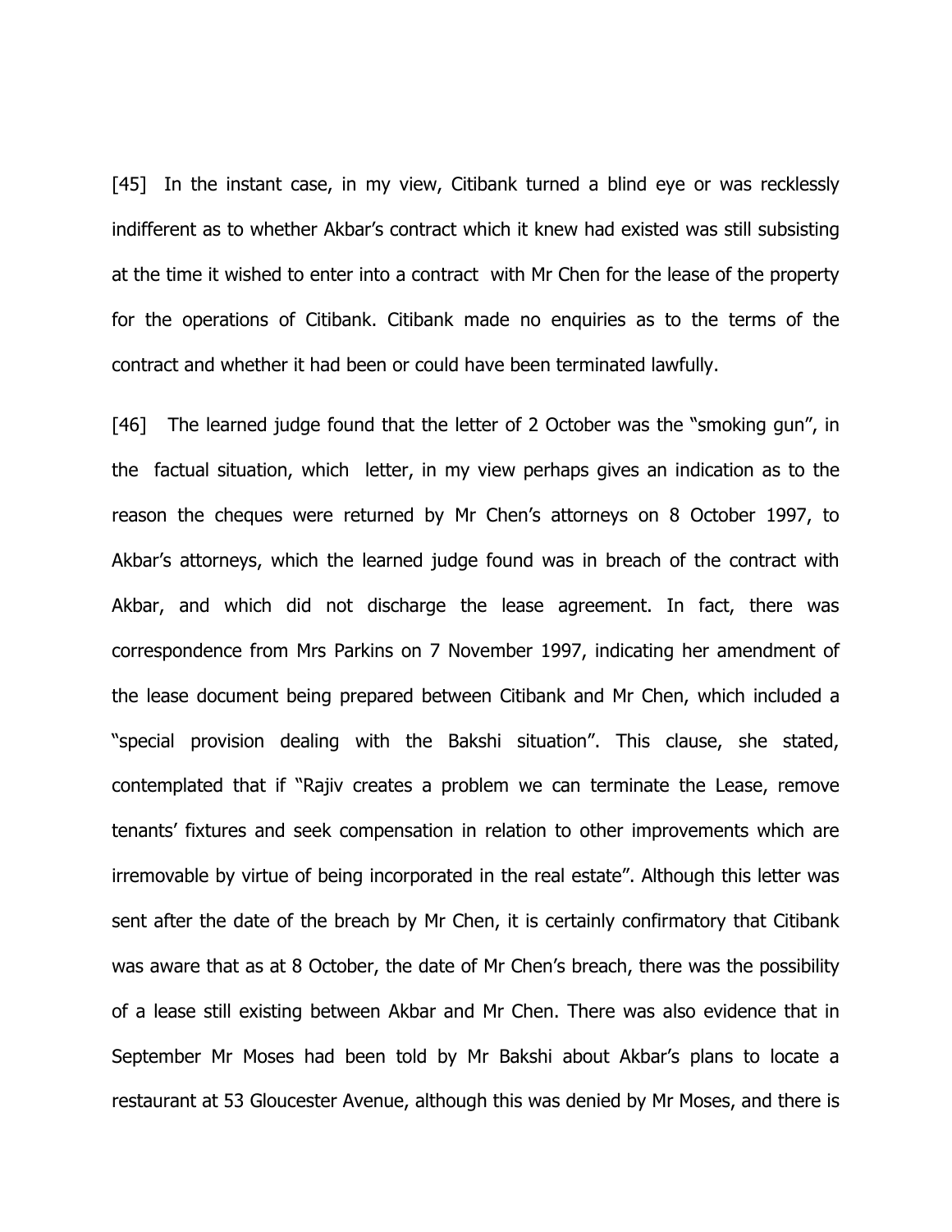[45] In the instant case, in my view, Citibank turned a blind eye or was recklessly indifferent as to whether Akbar's contract which it knew had existed was still subsisting at the time it wished to enter into a contract with Mr Chen for the lease of the property for the operations of Citibank. Citibank made no enquiries as to the terms of the contract and whether it had been or could have been terminated lawfully.

[46] The learned judge found that the letter of 2 October was the "smoking gun", in the factual situation, which letter, in my view perhaps gives an indication as to the reason the cheques were returned by Mr Chen's attorneys on 8 October 1997, to Akbar's attorneys, which the learned judge found was in breach of the contract with Akbar, and which did not discharge the lease agreement. In fact, there was correspondence from Mrs Parkins on 7 November 1997, indicating her amendment of the lease document being prepared between Citibank and Mr Chen, which included a "special provision dealing with the Bakshi situation". This clause, she stated, contemplated that if "Rajiv creates a problem we can terminate the Lease, remove tenants' fixtures and seek compensation in relation to other improvements which are irremovable by virtue of being incorporated in the real estate". Although this letter was sent after the date of the breach by Mr Chen, it is certainly confirmatory that Citibank was aware that as at 8 October, the date of Mr Chen's breach, there was the possibility of a lease still existing between Akbar and Mr Chen. There was also evidence that in September Mr Moses had been told by Mr Bakshi about Akbar's plans to locate a restaurant at 53 Gloucester Avenue, although this was denied by Mr Moses, and there is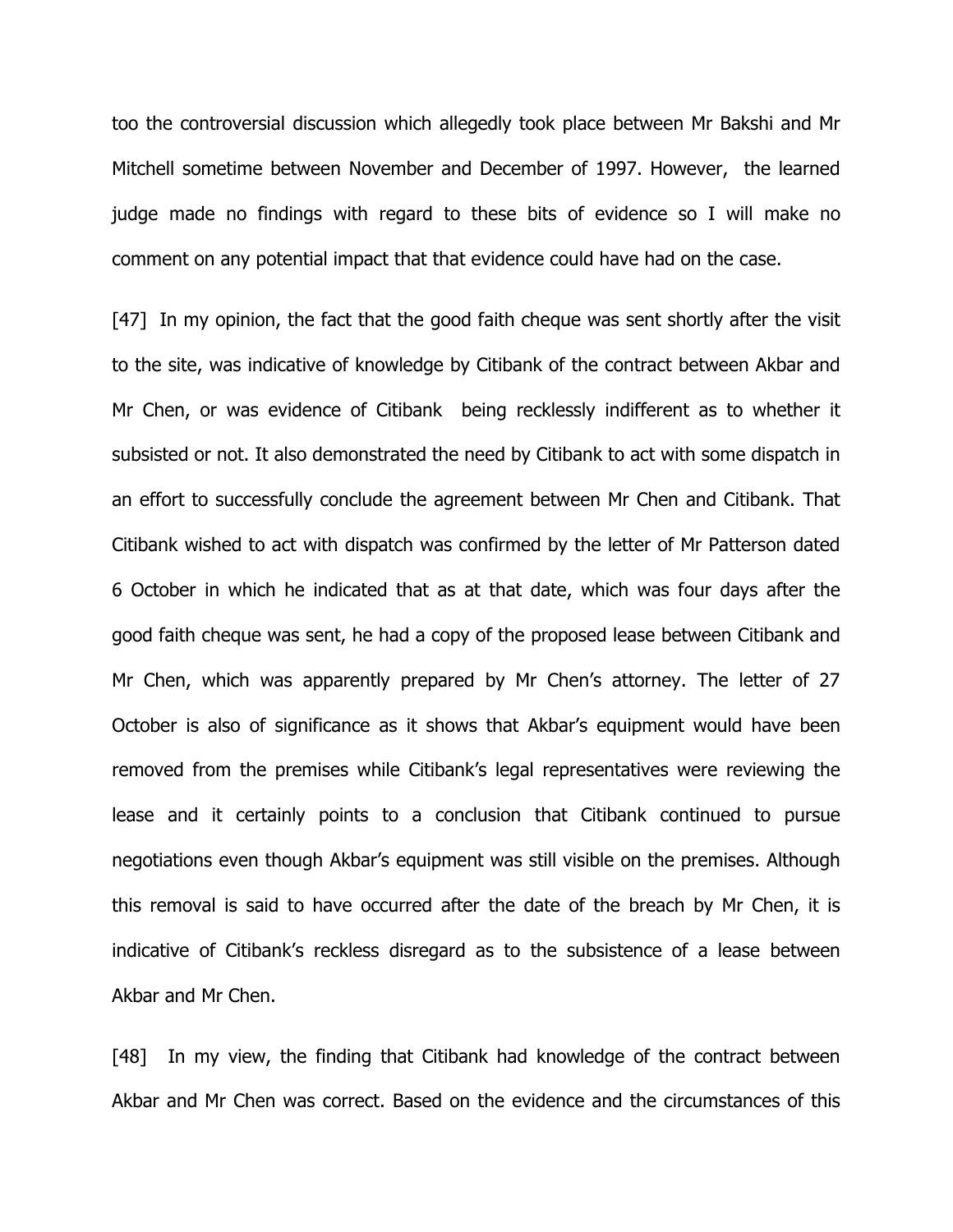too the controversial discussion which allegedly took place between Mr Bakshi and Mr Mitchell sometime between November and December of 1997. However, the learned judge made no findings with regard to these bits of evidence so I will make no comment on any potential impact that that evidence could have had on the case.

[47] In my opinion, the fact that the good faith cheque was sent shortly after the visit to the site, was indicative of knowledge by Citibank of the contract between Akbar and Mr Chen, or was evidence of Citibank being recklessly indifferent as to whether it subsisted or not. It also demonstrated the need by Citibank to act with some dispatch in an effort to successfully conclude the agreement between Mr Chen and Citibank. That Citibank wished to act with dispatch was confirmed by the letter of Mr Patterson dated 6 October in which he indicated that as at that date, which was four days after the good faith cheque was sent, he had a copy of the proposed lease between Citibank and Mr Chen, which was apparently prepared by Mr Chen's attorney. The letter of 27 October is also of significance as it shows that Akbar's equipment would have been removed from the premises while Citibank's legal representatives were reviewing the lease and it certainly points to a conclusion that Citibank continued to pursue negotiations even though Akbar's equipment was still visible on the premises. Although this removal is said to have occurred after the date of the breach by Mr Chen, it is indicative of Citibank's reckless disregard as to the subsistence of a lease between Akbar and Mr Chen.

[48] In my view, the finding that Citibank had knowledge of the contract between Akbar and Mr Chen was correct. Based on the evidence and the circumstances of this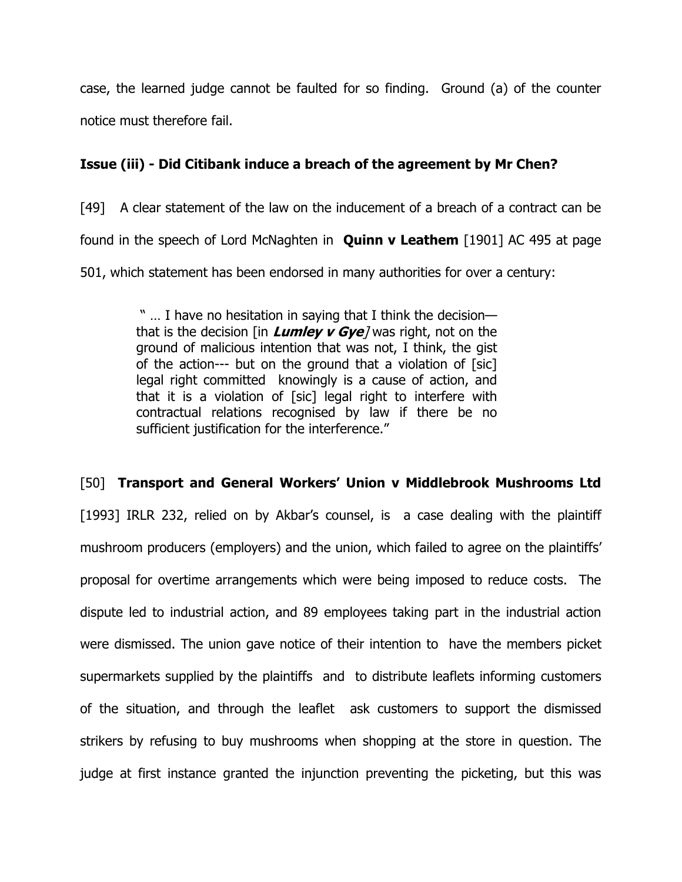case, the learned judge cannot be faulted for so finding. Ground (a) of the counter notice must therefore fail.

**Issue (iii) - Did Citibank induce a breach of the agreement by Mr Chen?**

[49] A clear statement of the law on the inducement of a breach of a contract can be found in the speech of Lord McNaghten in **Quinn v Leathem** [1901] AC 495 at page 501, which statement has been endorsed in many authorities for over a century:

> " … I have no hesitation in saying that I think the decision—that is the decision [in ***Lumley v Gye***] was right, not on the ground of malicious intention that was not, I think, the gist of the action--- but on the ground that a violation of [sic] legal right committed knowingly is a cause of action, and that it is a violation of [sic] legal right to interfere with contractual relations recognised by law if there be no sufficient justification for the interference."

[50] **Transport and General Workers' Union v Middlebrook Mushrooms Ltd** [1993] IRLR 232, relied on by Akbar's counsel, is a case dealing with the plaintiff mushroom producers (employers) and the union, which failed to agree on the plaintiffs' proposal for overtime arrangements which were being imposed to reduce costs. The dispute led to industrial action, and 89 employees taking part in the industrial action were dismissed. The union gave notice of their intention to have the members picket supermarkets supplied by the plaintiffs and to distribute leaflets informing customers of the situation, and through the leaflet ask customers to support the dismissed strikers by refusing to buy mushrooms when shopping at the store in question. The judge at first instance granted the injunction preventing the picketing, but this was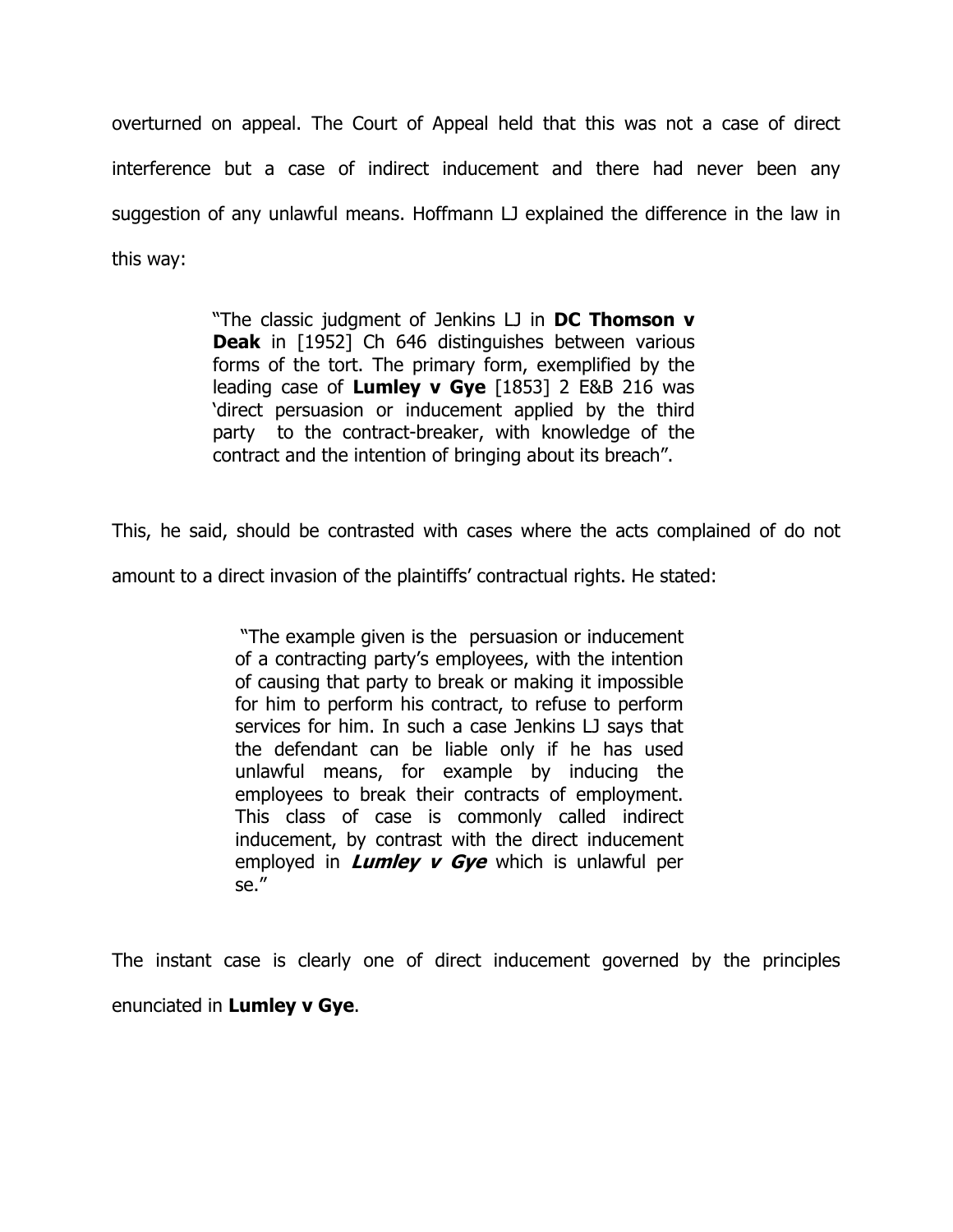overturned on appeal. The Court of Appeal held that this was not a case of direct interference but a case of indirect inducement and there had never been any suggestion of any unlawful means. Hoffmann LJ explained the difference in the law in this way:

> "The classic judgment of Jenkins LJ in **DC Thomson v Deak** in [1952] Ch 646 distinguishes between various forms of the tort. The primary form, exemplified by the leading case of **Lumley v Gye** [1853] 2 E&B 216 was 'direct persuasion or inducement applied by the third party to the contract-breaker, with knowledge of the contract and the intention of bringing about its breach".

This, he said, should be contrasted with cases where the acts complained of do not amount to a direct invasion of the plaintiffs' contractual rights. He stated:

> "The example given is the persuasion or inducement of a contracting party's employees, with the intention of causing that party to break or making it impossible for him to perform his contract, to refuse to perform services for him. In such a case Jenkins LJ says that the defendant can be liable only if he has used unlawful means, for example by inducing the employees to break their contracts of employment. This class of case is commonly called indirect inducement, by contrast with the direct inducement employed in ***Lumley v Gye*** which is unlawful per se."

The instant case is clearly one of direct inducement governed by the principles enunciated in **Lumley v Gye**.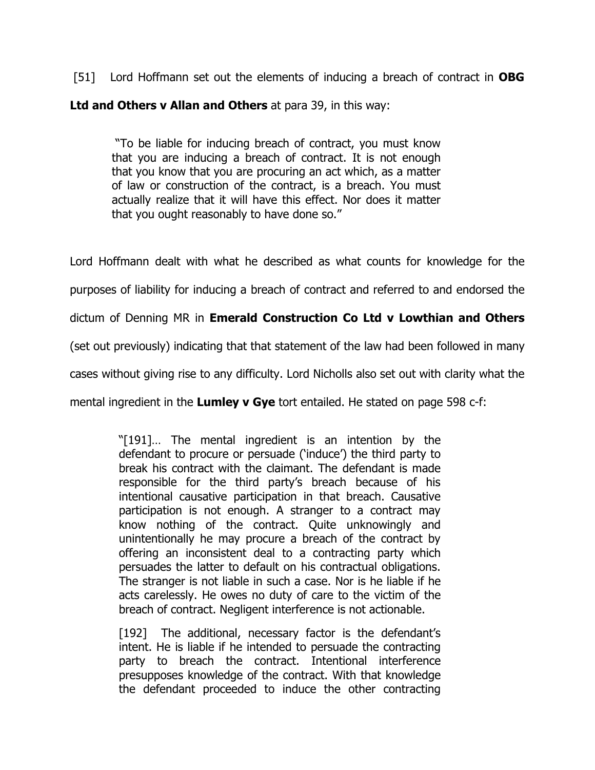[51] Lord Hoffmann set out the elements of inducing a breach of contract in **OBG Ltd and Others v Allan and Others** at para 39, in this way:

> "To be liable for inducing breach of contract, you must know that you are inducing a breach of contract. It is not enough that you know that you are procuring an act which, as a matter of law or construction of the contract, is a breach. You must actually realize that it will have this effect. Nor does it matter that you ought reasonably to have done so."

Lord Hoffmann dealt with what he described as what counts for knowledge for the purposes of liability for inducing a breach of contract and referred to and endorsed the dictum of Denning MR in **Emerald Construction Co Ltd v Lowthian and Others** (set out previously) indicating that that statement of the law had been followed in many cases without giving rise to any difficulty. Lord Nicholls also set out with clarity what the mental ingredient in the **Lumley v Gye** tort entailed. He stated on page 598 c-f:

> "[191]… The mental ingredient is an intention by the defendant to procure or persuade ('induce') the third party to break his contract with the claimant. The defendant is made responsible for the third party's breach because of his intentional causative participation in that breach. Causative participation is not enough. A stranger to a contract may know nothing of the contract. Quite unknowingly and unintentionally he may procure a breach of the contract by offering an inconsistent deal to a contracting party which persuades the latter to default on his contractual obligations. The stranger is not liable in such a case. Nor is he liable if he acts carelessly. He owes no duty of care to the victim of the breach of contract. Negligent interference is not actionable.
>
> [192] The additional, necessary factor is the defendant's intent. He is liable if he intended to persuade the contracting party to breach the contract. Intentional interference presupposes knowledge of the contract. With that knowledge the defendant proceeded to induce the other contracting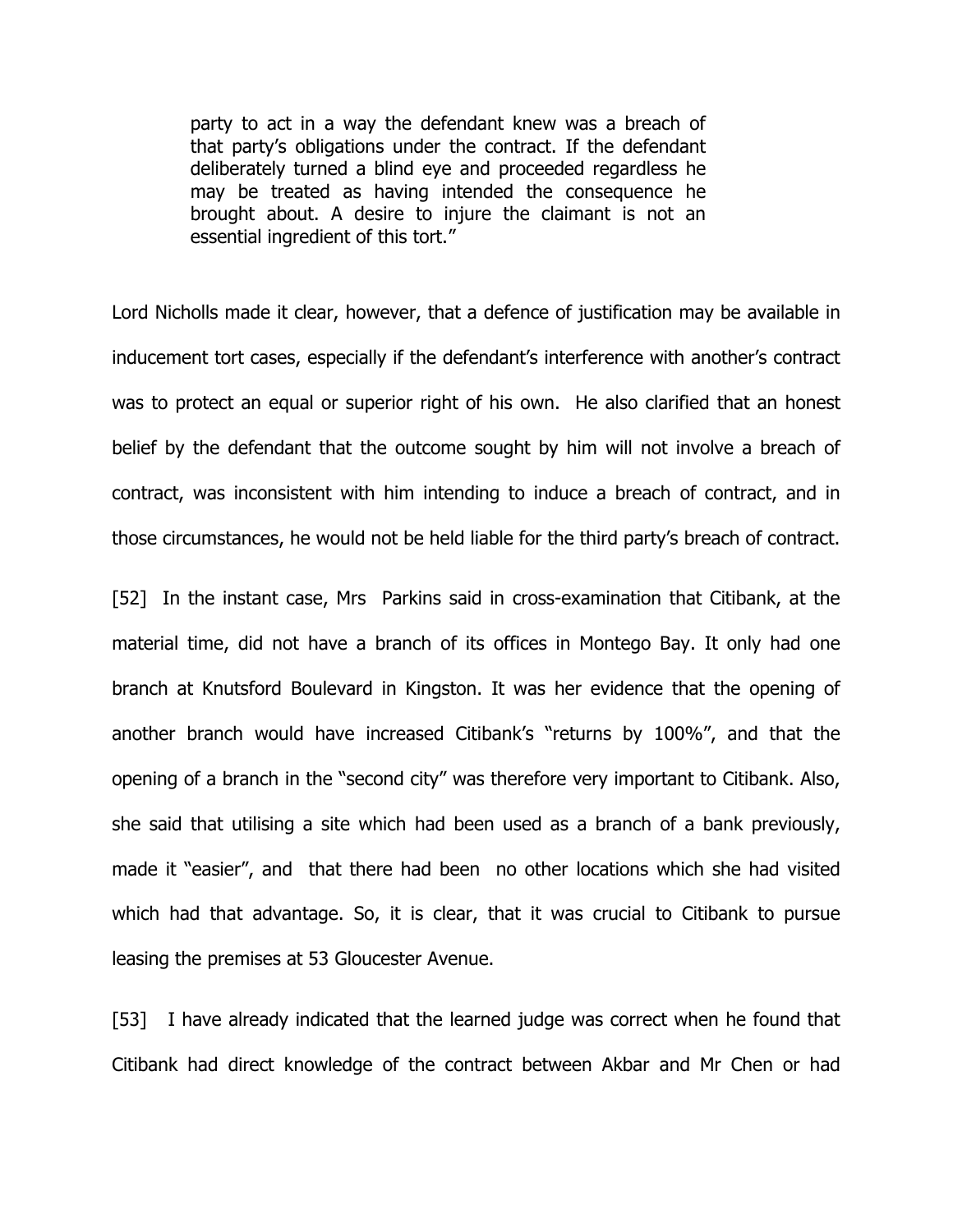> party to act in a way the defendant knew was a breach of that party's obligations under the contract. If the defendant deliberately turned a blind eye and proceeded regardless he may be treated as having intended the consequence he brought about. A desire to injure the claimant is not an essential ingredient of this tort."

Lord Nicholls made it clear, however, that a defence of justification may be available in inducement tort cases, especially if the defendant's interference with another's contract was to protect an equal or superior right of his own. He also clarified that an honest belief by the defendant that the outcome sought by him will not involve a breach of contract, was inconsistent with him intending to induce a breach of contract, and in those circumstances, he would not be held liable for the third party's breach of contract.

[52] In the instant case, Mrs Parkins said in cross-examination that Citibank, at the material time, did not have a branch of its offices in Montego Bay. It only had one branch at Knutsford Boulevard in Kingston. It was her evidence that the opening of another branch would have increased Citibank's "returns by 100%", and that the opening of a branch in the "second city" was therefore very important to Citibank. Also, she said that utilising a site which had been used as a branch of a bank previously, made it "easier", and that there had been no other locations which she had visited which had that advantage. So, it is clear, that it was crucial to Citibank to pursue leasing the premises at 53 Gloucester Avenue.

[53] I have already indicated that the learned judge was correct when he found that Citibank had direct knowledge of the contract between Akbar and Mr Chen or had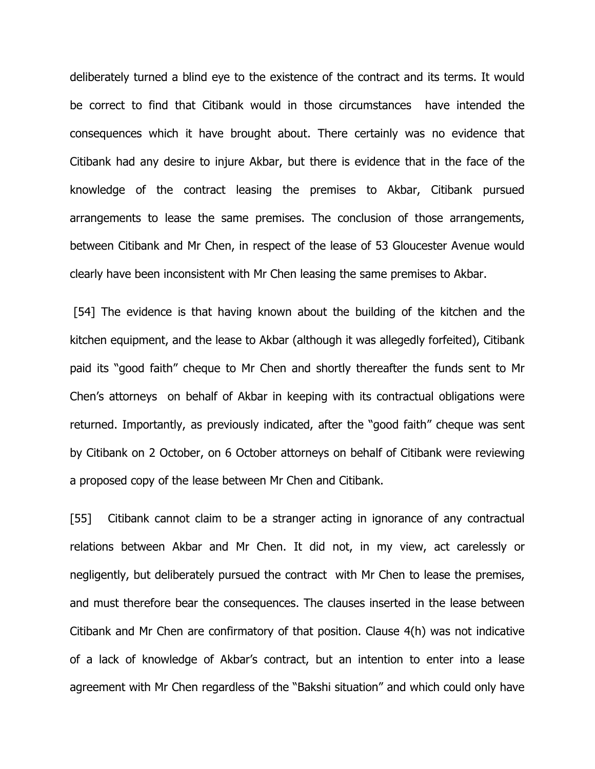deliberately turned a blind eye to the existence of the contract and its terms. It would be correct to find that Citibank would in those circumstances have intended the consequences which it have brought about. There certainly was no evidence that Citibank had any desire to injure Akbar, but there is evidence that in the face of the knowledge of the contract leasing the premises to Akbar, Citibank pursued arrangements to lease the same premises. The conclusion of those arrangements, between Citibank and Mr Chen, in respect of the lease of 53 Gloucester Avenue would clearly have been inconsistent with Mr Chen leasing the same premises to Akbar.

[54] The evidence is that having known about the building of the kitchen and the kitchen equipment, and the lease to Akbar (although it was allegedly forfeited), Citibank paid its "good faith" cheque to Mr Chen and shortly thereafter the funds sent to Mr Chen's attorneys on behalf of Akbar in keeping with its contractual obligations were returned. Importantly, as previously indicated, after the "good faith" cheque was sent by Citibank on 2 October, on 6 October attorneys on behalf of Citibank were reviewing a proposed copy of the lease between Mr Chen and Citibank.

[55] Citibank cannot claim to be a stranger acting in ignorance of any contractual relations between Akbar and Mr Chen. It did not, in my view, act carelessly or negligently, but deliberately pursued the contract with Mr Chen to lease the premises, and must therefore bear the consequences. The clauses inserted in the lease between Citibank and Mr Chen are confirmatory of that position. Clause 4(h) was not indicative of a lack of knowledge of Akbar's contract, but an intention to enter into a lease agreement with Mr Chen regardless of the "Bakshi situation" and which could only have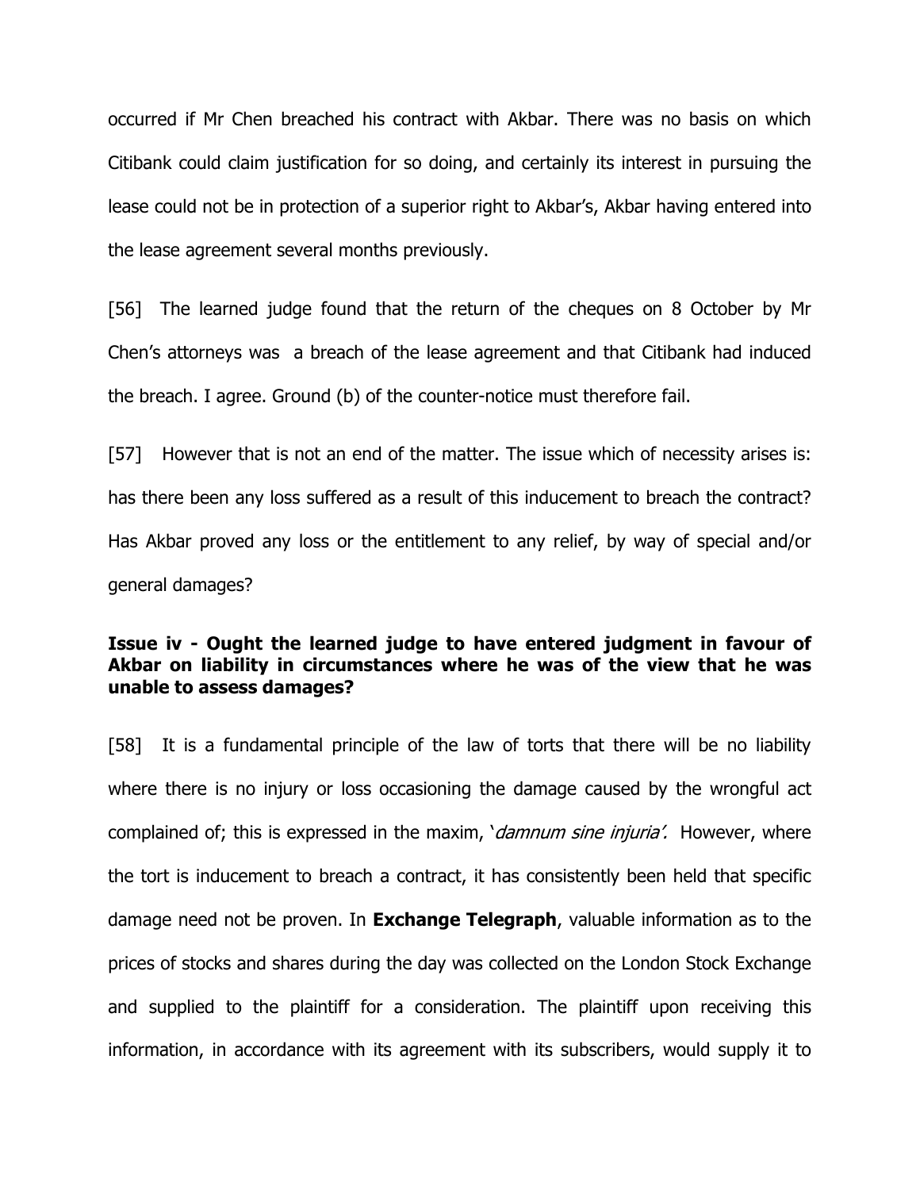occurred if Mr Chen breached his contract with Akbar. There was no basis on which Citibank could claim justification for so doing, and certainly its interest in pursuing the lease could not be in protection of a superior right to Akbar's, Akbar having entered into the lease agreement several months previously.

[56] The learned judge found that the return of the cheques on 8 October by Mr Chen's attorneys was a breach of the lease agreement and that Citibank had induced the breach. I agree. Ground (b) of the counter-notice must therefore fail.

[57] However that is not an end of the matter. The issue which of necessity arises is: has there been any loss suffered as a result of this inducement to breach the contract? Has Akbar proved any loss or the entitlement to any relief, by way of special and/or general damages?

**Issue iv - Ought the learned judge to have entered judgment in favour of Akbar on liability in circumstances where he was of the view that he was unable to assess damages?**

[58] It is a fundamental principle of the law of torts that there will be no liability where there is no injury or loss occasioning the damage caused by the wrongful act complained of; this is expressed in the maxim, '*damnum sine injuria'.* However, where the tort is inducement to breach a contract, it has consistently been held that specific damage need not be proven. In **Exchange Telegraph**, valuable information as to the prices of stocks and shares during the day was collected on the London Stock Exchange and supplied to the plaintiff for a consideration. The plaintiff upon receiving this information, in accordance with its agreement with its subscribers, would supply it to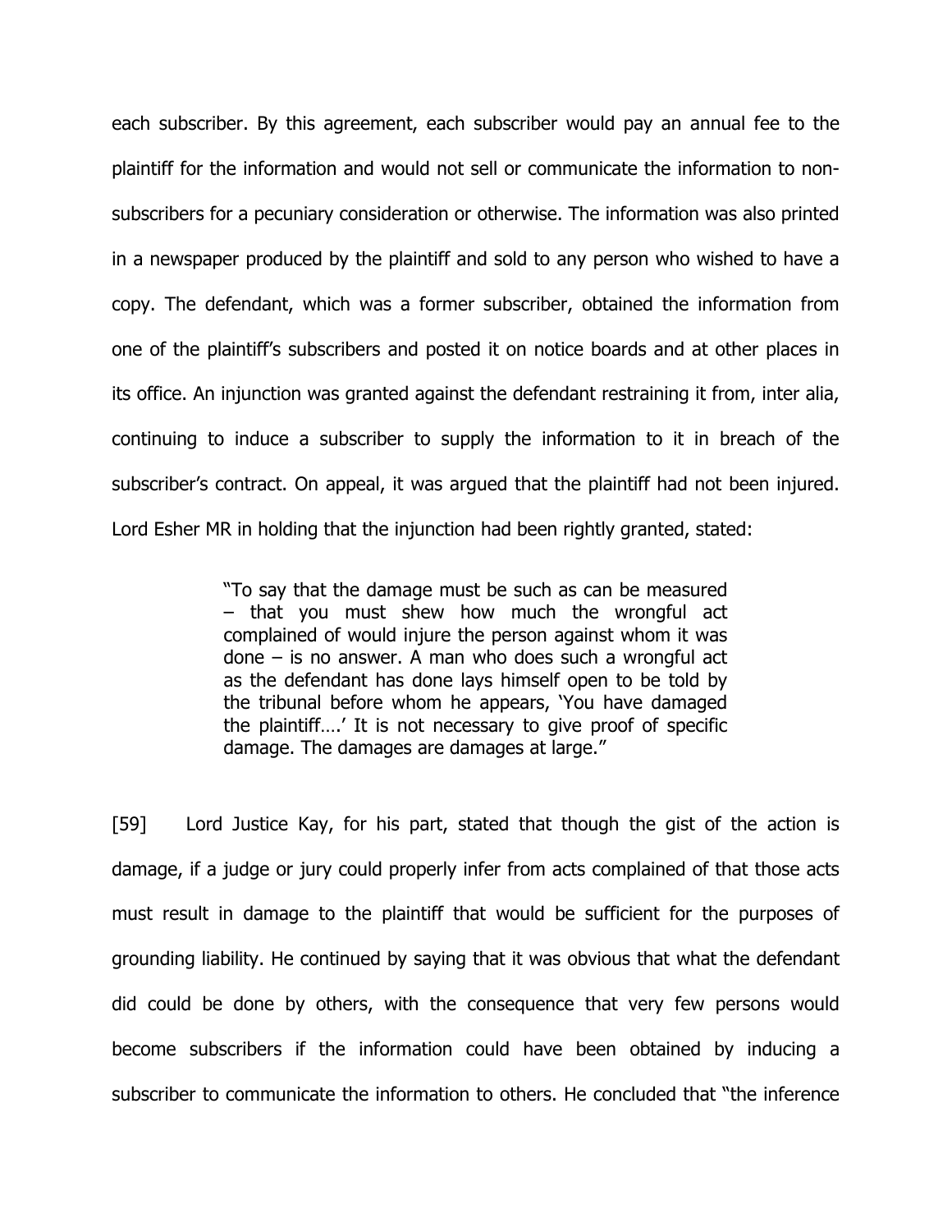each subscriber. By this agreement, each subscriber would pay an annual fee to the plaintiff for the information and would not sell or communicate the information to non-subscribers for a pecuniary consideration or otherwise. The information was also printed in a newspaper produced by the plaintiff and sold to any person who wished to have a copy. The defendant, which was a former subscriber, obtained the information from one of the plaintiff's subscribers and posted it on notice boards and at other places in its office. An injunction was granted against the defendant restraining it from, inter alia, continuing to induce a subscriber to supply the information to it in breach of the subscriber's contract. On appeal, it was argued that the plaintiff had not been injured. Lord Esher MR in holding that the injunction had been rightly granted, stated:

> "To say that the damage must be such as can be measured – that you must shew how much the wrongful act complained of would injure the person against whom it was done – is no answer. A man who does such a wrongful act as the defendant has done lays himself open to be told by the tribunal before whom he appears, 'You have damaged the plaintiff….' It is not necessary to give proof of specific damage. The damages are damages at large."

[59] Lord Justice Kay, for his part, stated that though the gist of the action is damage, if a judge or jury could properly infer from acts complained of that those acts must result in damage to the plaintiff that would be sufficient for the purposes of grounding liability. He continued by saying that it was obvious that what the defendant did could be done by others, with the consequence that very few persons would become subscribers if the information could have been obtained by inducing a subscriber to communicate the information to others. He concluded that "the inference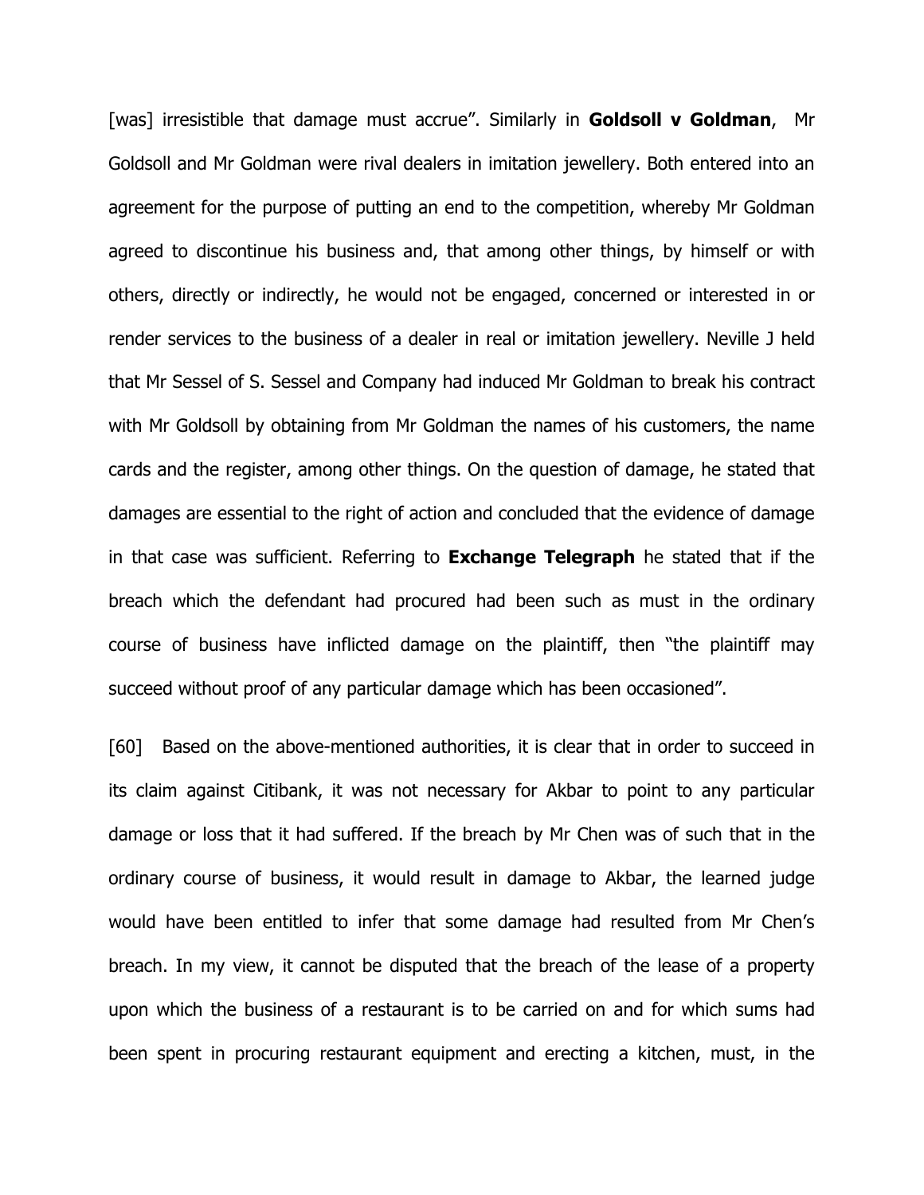[was] irresistible that damage must accrue". Similarly in **Goldsoll v Goldman**, Mr Goldsoll and Mr Goldman were rival dealers in imitation jewellery. Both entered into an agreement for the purpose of putting an end to the competition, whereby Mr Goldman agreed to discontinue his business and, that among other things, by himself or with others, directly or indirectly, he would not be engaged, concerned or interested in or render services to the business of a dealer in real or imitation jewellery. Neville J held that Mr Sessel of S. Sessel and Company had induced Mr Goldman to break his contract with Mr Goldsoll by obtaining from Mr Goldman the names of his customers, the name cards and the register, among other things. On the question of damage, he stated that damages are essential to the right of action and concluded that the evidence of damage in that case was sufficient. Referring to **Exchange Telegraph** he stated that if the breach which the defendant had procured had been such as must in the ordinary course of business have inflicted damage on the plaintiff, then "the plaintiff may succeed without proof of any particular damage which has been occasioned".

[60] Based on the above-mentioned authorities, it is clear that in order to succeed in its claim against Citibank, it was not necessary for Akbar to point to any particular damage or loss that it had suffered. If the breach by Mr Chen was of such that in the ordinary course of business, it would result in damage to Akbar, the learned judge would have been entitled to infer that some damage had resulted from Mr Chen's breach. In my view, it cannot be disputed that the breach of the lease of a property upon which the business of a restaurant is to be carried on and for which sums had been spent in procuring restaurant equipment and erecting a kitchen, must, in the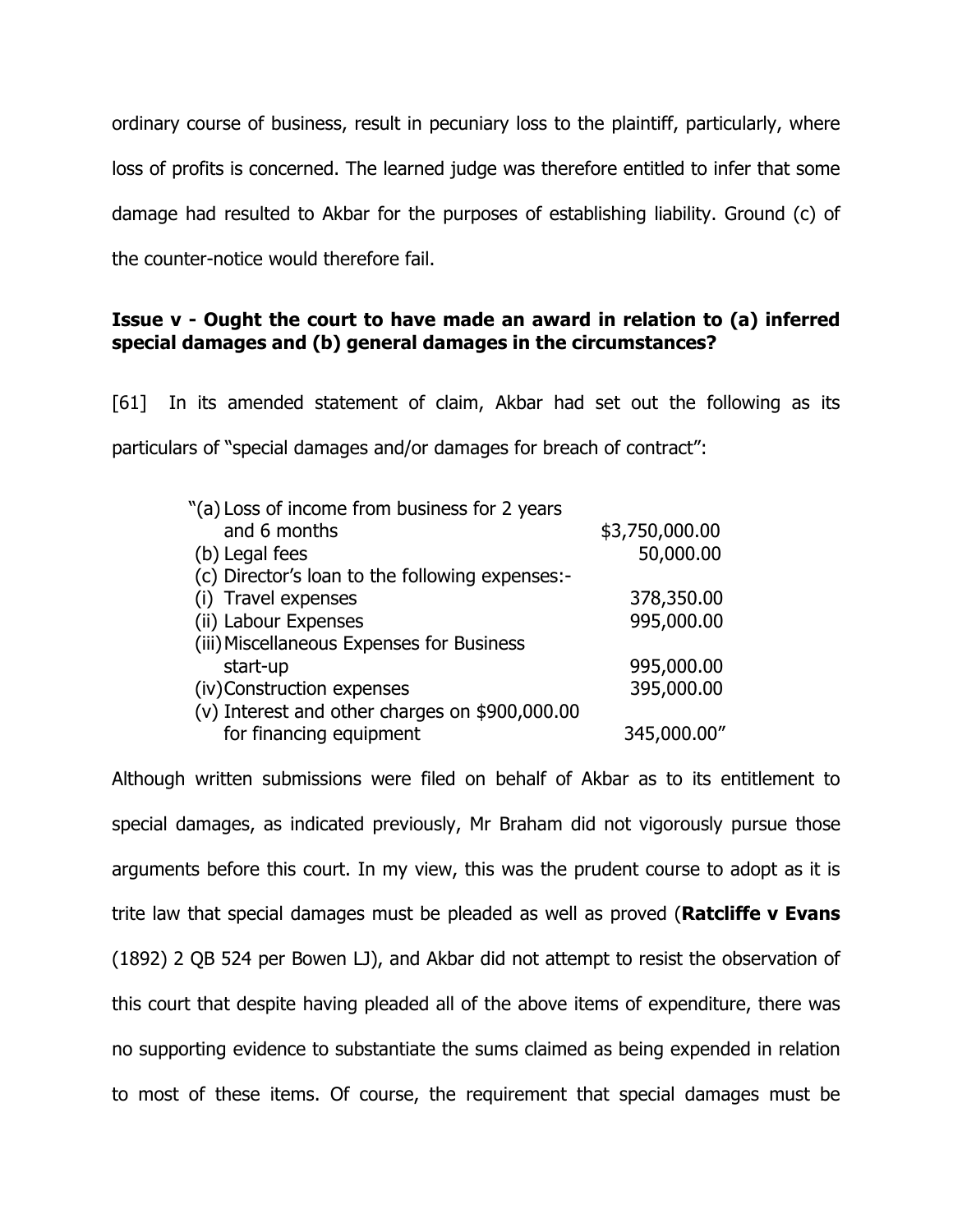ordinary course of business, result in pecuniary loss to the plaintiff, particularly, where loss of profits is concerned. The learned judge was therefore entitled to infer that some damage had resulted to Akbar for the purposes of establishing liability. Ground (c) of the counter-notice would therefore fail.

**Issue v - Ought the court to have made an award in relation to (a) inferred special damages and (b) general damages in the circumstances?**

[61] In its amended statement of claim, Akbar had set out the following as its particulars of "special damages and/or damages for breach of contract":

| | |
|---|---|
| "(a) Loss of income from business for 2 years and 6 months | $3,750,000.00 |
| (b) Legal fees | 50,000.00 |
| (c) Director's loan to the following expenses:- | |
| (i) Travel expenses | 378,350.00 |
| (ii) Labour Expenses | 995,000.00 |
| (iii) Miscellaneous Expenses for Business start-up | 995,000.00 |
| (iv) Construction expenses | 395,000.00 |
| (v) Interest and other charges on $900,000.00 for financing equipment | 345,000.00" |

Although written submissions were filed on behalf of Akbar as to its entitlement to special damages, as indicated previously, Mr Braham did not vigorously pursue those arguments before this court. In my view, this was the prudent course to adopt as it is trite law that special damages must be pleaded as well as proved (**Ratcliffe v Evans** (1892) 2 QB 524 per Bowen LJ), and Akbar did not attempt to resist the observation of this court that despite having pleaded all of the above items of expenditure, there was no supporting evidence to substantiate the sums claimed as being expended in relation to most of these items. Of course, the requirement that special damages must be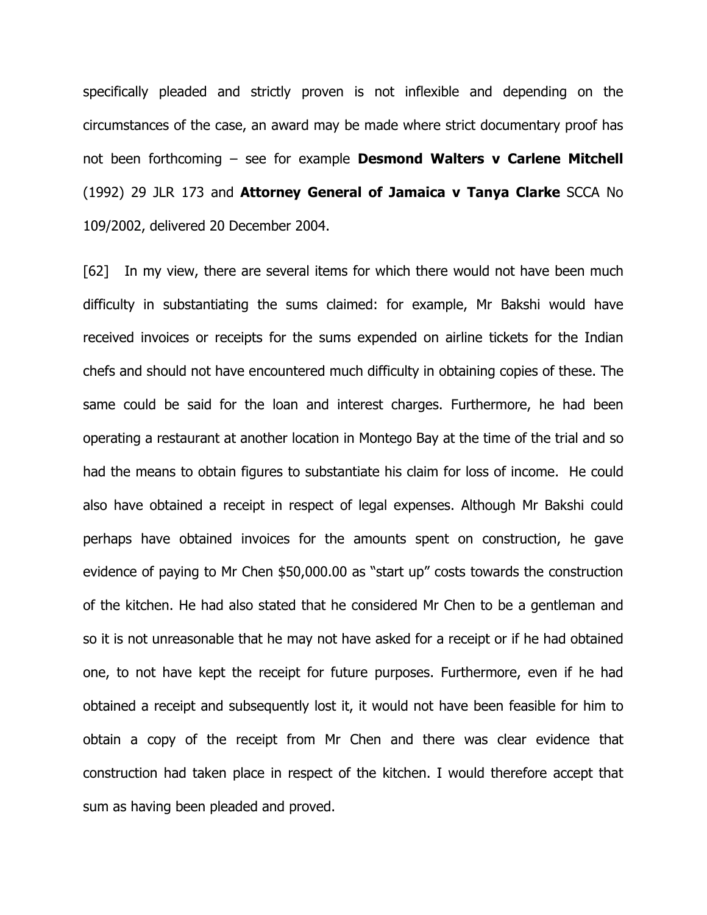specifically pleaded and strictly proven is not inflexible and depending on the circumstances of the case, an award may be made where strict documentary proof has not been forthcoming – see for example **Desmond Walters v Carlene Mitchell** (1992) 29 JLR 173 and **Attorney General of Jamaica v Tanya Clarke** SCCA No 109/2002, delivered 20 December 2004.

[62] In my view, there are several items for which there would not have been much difficulty in substantiating the sums claimed: for example, Mr Bakshi would have received invoices or receipts for the sums expended on airline tickets for the Indian chefs and should not have encountered much difficulty in obtaining copies of these. The same could be said for the loan and interest charges. Furthermore, he had been operating a restaurant at another location in Montego Bay at the time of the trial and so had the means to obtain figures to substantiate his claim for loss of income. He could also have obtained a receipt in respect of legal expenses. Although Mr Bakshi could perhaps have obtained invoices for the amounts spent on construction, he gave evidence of paying to Mr Chen $50,000.00 as "start up" costs towards the construction of the kitchen. He had also stated that he considered Mr Chen to be a gentleman and so it is not unreasonable that he may not have asked for a receipt or if he had obtained one, to not have kept the receipt for future purposes. Furthermore, even if he had obtained a receipt and subsequently lost it, it would not have been feasible for him to obtain a copy of the receipt from Mr Chen and there was clear evidence that construction had taken place in respect of the kitchen. I would therefore accept that sum as having been pleaded and proved.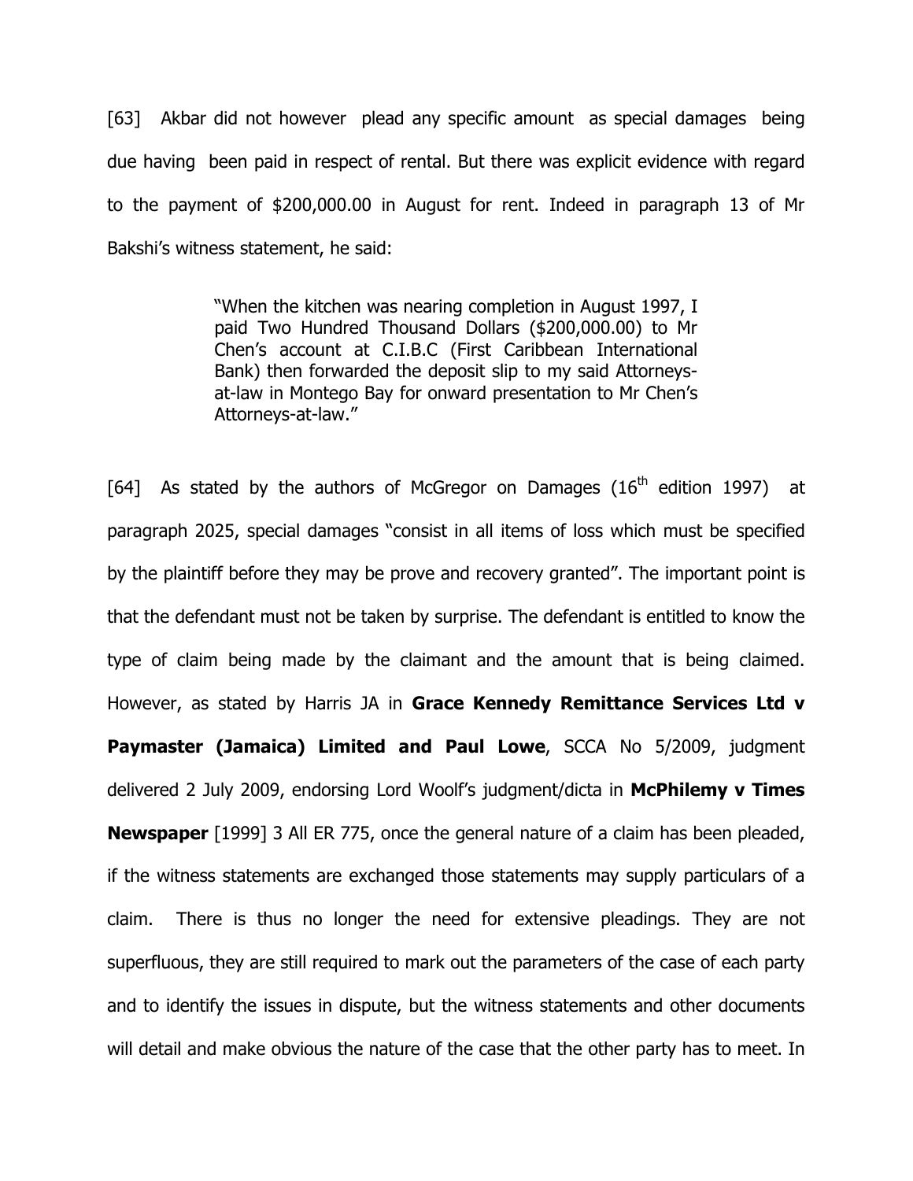[63] Akbar did not however plead any specific amount as special damages being due having been paid in respect of rental. But there was explicit evidence with regard to the payment of $200,000.00 in August for rent. Indeed in paragraph 13 of Mr Bakshi's witness statement, he said:

> "When the kitchen was nearing completion in August 1997, I paid Two Hundred Thousand Dollars ($200,000.00) to Mr Chen's account at C.I.B.C (First Caribbean International Bank) then forwarded the deposit slip to my said Attorneys-at-law in Montego Bay for onward presentation to Mr Chen's Attorneys-at-law."

[64] As stated by the authors of McGregor on Damages (16th edition 1997) at paragraph 2025, special damages "consist in all items of loss which must be specified by the plaintiff before they may be prove and recovery granted". The important point is that the defendant must not be taken by surprise. The defendant is entitled to know the type of claim being made by the claimant and the amount that is being claimed. However, as stated by Harris JA in **Grace Kennedy Remittance Services Ltd v Paymaster (Jamaica) Limited and Paul Lowe**, SCCA No 5/2009, judgment delivered 2 July 2009, endorsing Lord Woolf's judgment/dicta in **McPhilemy v Times Newspaper** [1999] 3 All ER 775, once the general nature of a claim has been pleaded, if the witness statements are exchanged those statements may supply particulars of a claim. There is thus no longer the need for extensive pleadings. They are not superfluous, they are still required to mark out the parameters of the case of each party and to identify the issues in dispute, but the witness statements and other documents will detail and make obvious the nature of the case that the other party has to meet. In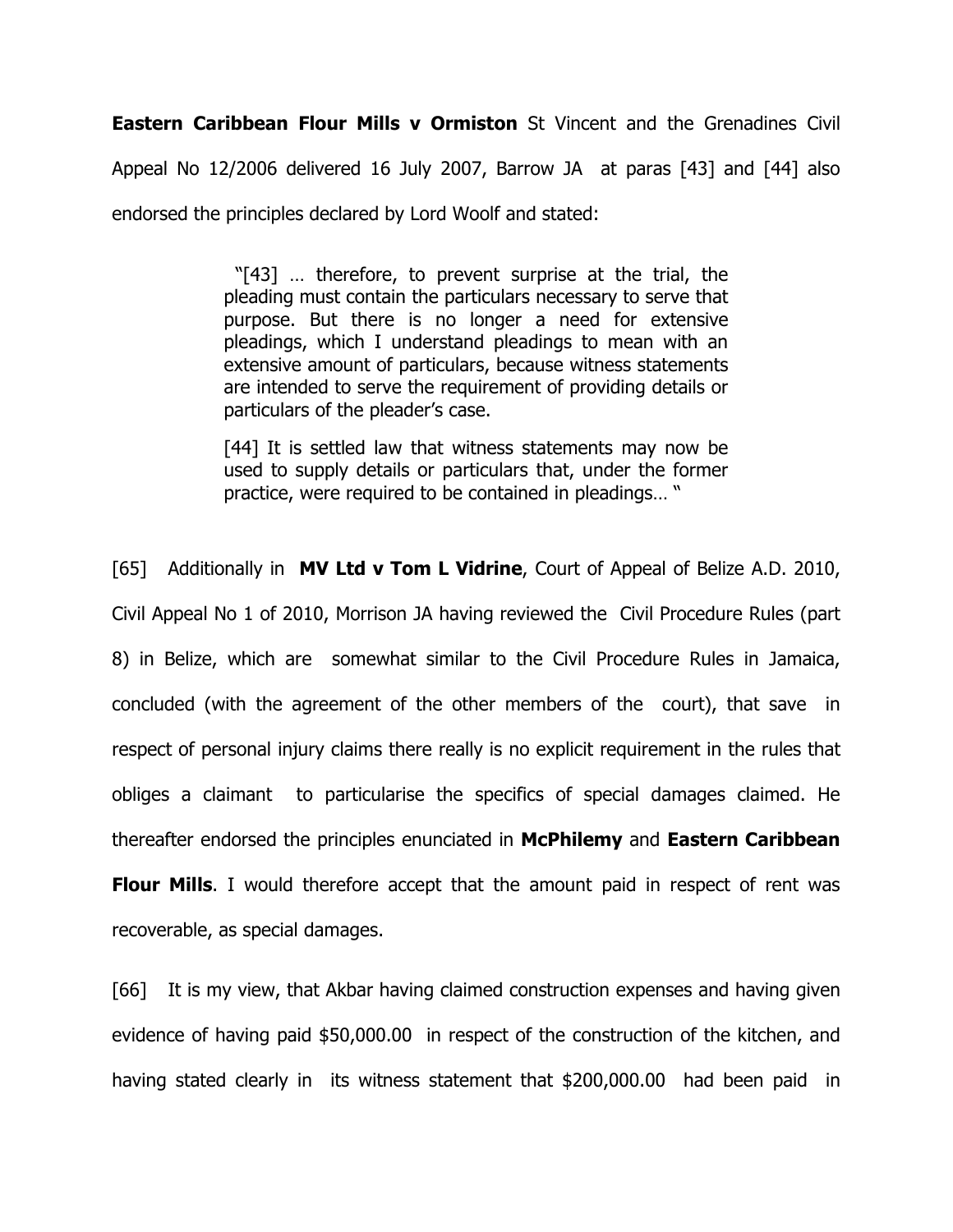**Eastern Caribbean Flour Mills v Ormiston** St Vincent and the Grenadines Civil Appeal No 12/2006 delivered 16 July 2007, Barrow JA at paras [43] and [44] also endorsed the principles declared by Lord Woolf and stated:

> "[43] … therefore, to prevent surprise at the trial, the pleading must contain the particulars necessary to serve that purpose. But there is no longer a need for extensive pleadings, which I understand pleadings to mean with an extensive amount of particulars, because witness statements are intended to serve the requirement of providing details or particulars of the pleader's case.
>
> [44] It is settled law that witness statements may now be used to supply details or particulars that, under the former practice, were required to be contained in pleadings… "

[65] Additionally in **MV Ltd v Tom L Vidrine**, Court of Appeal of Belize A.D. 2010, Civil Appeal No 1 of 2010, Morrison JA having reviewed the Civil Procedure Rules (part 8) in Belize, which are somewhat similar to the Civil Procedure Rules in Jamaica, concluded (with the agreement of the other members of the court), that save in respect of personal injury claims there really is no explicit requirement in the rules that obliges a claimant to particularise the specifics of special damages claimed. He thereafter endorsed the principles enunciated in **McPhilemy** and **Eastern Caribbean Flour Mills**. I would therefore accept that the amount paid in respect of rent was recoverable, as special damages.

[66] It is my view, that Akbar having claimed construction expenses and having given evidence of having paid $50,000.00 in respect of the construction of the kitchen, and having stated clearly in its witness statement that $200,000.00 had been paid in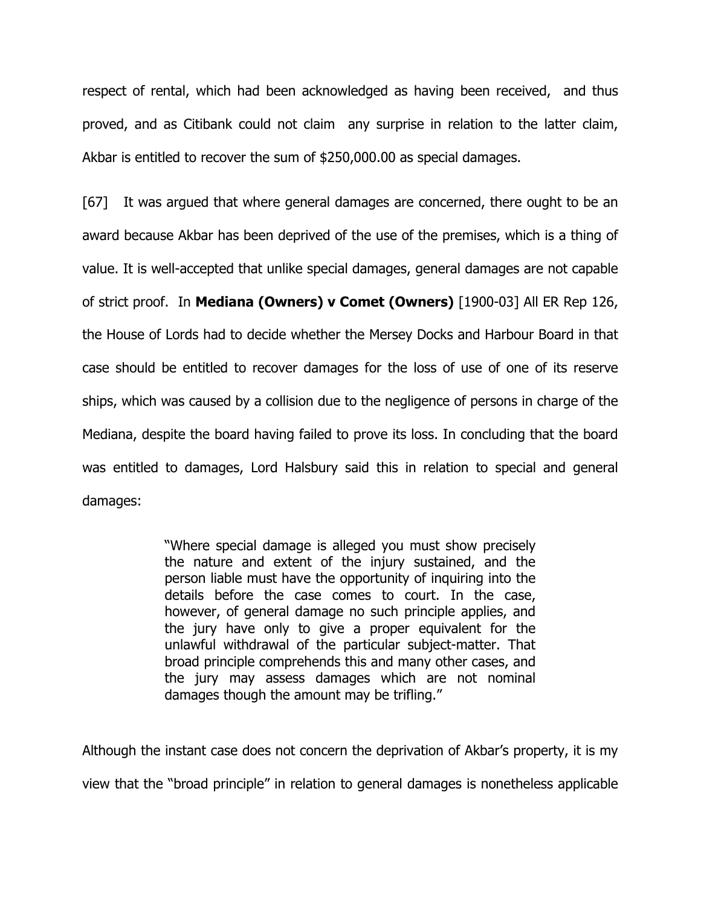respect of rental, which had been acknowledged as having been received, and thus proved, and as Citibank could not claim any surprise in relation to the latter claim, Akbar is entitled to recover the sum of $250,000.00 as special damages.

[67] It was argued that where general damages are concerned, there ought to be an award because Akbar has been deprived of the use of the premises, which is a thing of value. It is well-accepted that unlike special damages, general damages are not capable of strict proof. In **Mediana (Owners) v Comet (Owners)** [1900-03] All ER Rep 126, the House of Lords had to decide whether the Mersey Docks and Harbour Board in that case should be entitled to recover damages for the loss of use of one of its reserve ships, which was caused by a collision due to the negligence of persons in charge of the Mediana, despite the board having failed to prove its loss. In concluding that the board was entitled to damages, Lord Halsbury said this in relation to special and general damages:

> "Where special damage is alleged you must show precisely the nature and extent of the injury sustained, and the person liable must have the opportunity of inquiring into the details before the case comes to court. In the case, however, of general damage no such principle applies, and the jury have only to give a proper equivalent for the unlawful withdrawal of the particular subject-matter. That broad principle comprehends this and many other cases, and the jury may assess damages which are not nominal damages though the amount may be trifling."

Although the instant case does not concern the deprivation of Akbar's property, it is my view that the "broad principle" in relation to general damages is nonetheless applicable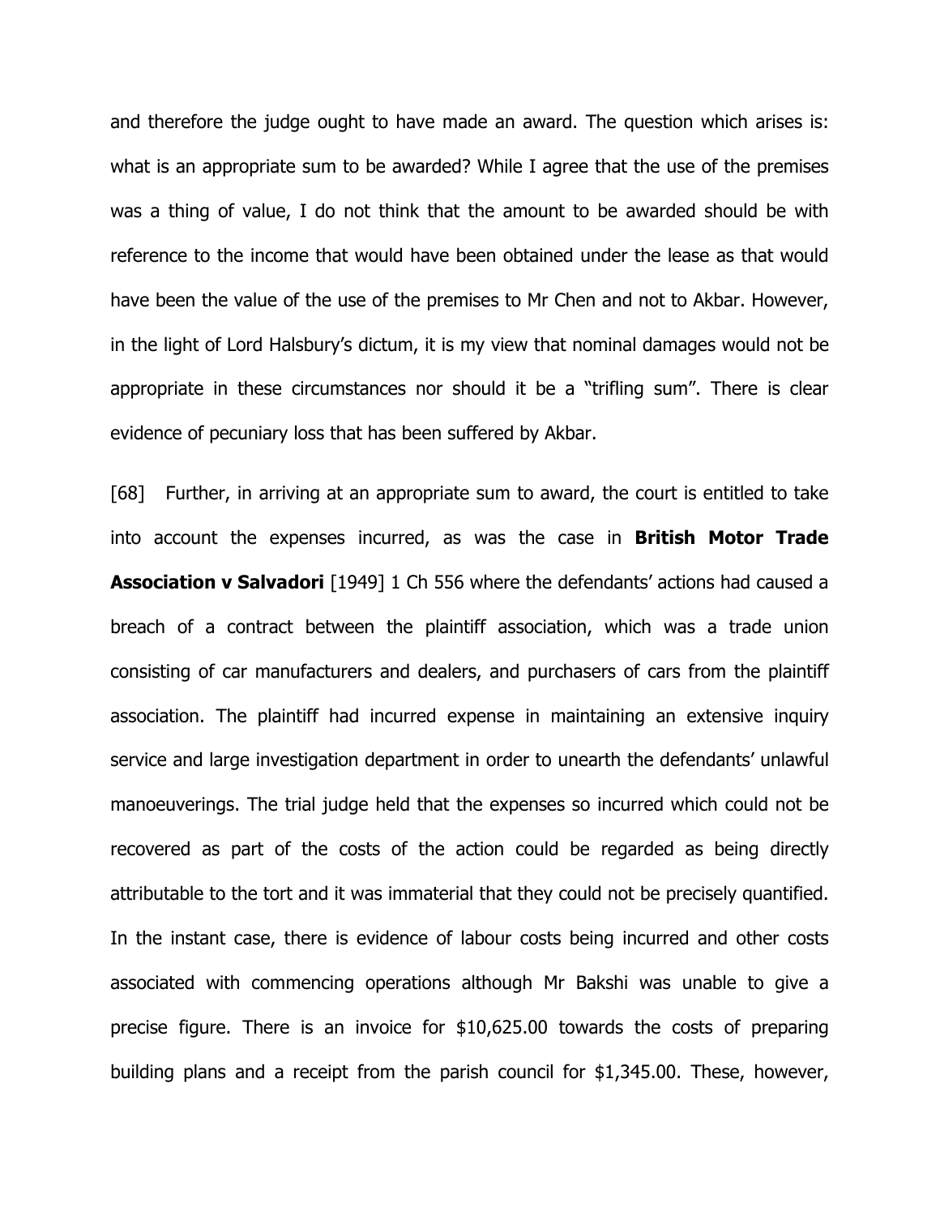and therefore the judge ought to have made an award. The question which arises is: what is an appropriate sum to be awarded? While I agree that the use of the premises was a thing of value, I do not think that the amount to be awarded should be with reference to the income that would have been obtained under the lease as that would have been the value of the use of the premises to Mr Chen and not to Akbar. However, in the light of Lord Halsbury's dictum, it is my view that nominal damages would not be appropriate in these circumstances nor should it be a "trifling sum". There is clear evidence of pecuniary loss that has been suffered by Akbar.

[68] Further, in arriving at an appropriate sum to award, the court is entitled to take into account the expenses incurred, as was the case in **British Motor Trade Association v Salvadori** [1949] 1 Ch 556 where the defendants' actions had caused a breach of a contract between the plaintiff association, which was a trade union consisting of car manufacturers and dealers, and purchasers of cars from the plaintiff association. The plaintiff had incurred expense in maintaining an extensive inquiry service and large investigation department in order to unearth the defendants' unlawful manoeuverings. The trial judge held that the expenses so incurred which could not be recovered as part of the costs of the action could be regarded as being directly attributable to the tort and it was immaterial that they could not be precisely quantified. In the instant case, there is evidence of labour costs being incurred and other costs associated with commencing operations although Mr Bakshi was unable to give a precise figure. There is an invoice for $10,625.00 towards the costs of preparing building plans and a receipt from the parish council for $1,345.00. These, however,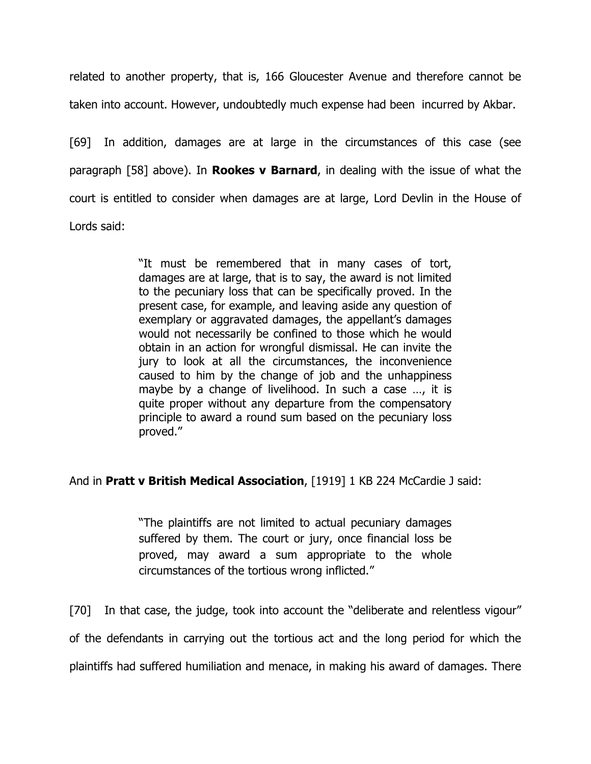related to another property, that is, 166 Gloucester Avenue and therefore cannot be taken into account. However, undoubtedly much expense had been incurred by Akbar.

[69] In addition, damages are at large in the circumstances of this case (see paragraph [58] above). In **Rookes v Barnard**, in dealing with the issue of what the court is entitled to consider when damages are at large, Lord Devlin in the House of Lords said:

> "It must be remembered that in many cases of tort, damages are at large, that is to say, the award is not limited to the pecuniary loss that can be specifically proved. In the present case, for example, and leaving aside any question of exemplary or aggravated damages, the appellant's damages would not necessarily be confined to those which he would obtain in an action for wrongful dismissal. He can invite the jury to look at all the circumstances, the inconvenience caused to him by the change of job and the unhappiness maybe by a change of livelihood. In such a case …, it is quite proper without any departure from the compensatory principle to award a round sum based on the pecuniary loss proved."

And in **Pratt v British Medical Association**, [1919] 1 KB 224 McCardie J said:

> "The plaintiffs are not limited to actual pecuniary damages suffered by them. The court or jury, once financial loss be proved, may award a sum appropriate to the whole circumstances of the tortious wrong inflicted."

[70] In that case, the judge, took into account the "deliberate and relentless vigour" of the defendants in carrying out the tortious act and the long period for which the plaintiffs had suffered humiliation and menace, in making his award of damages. There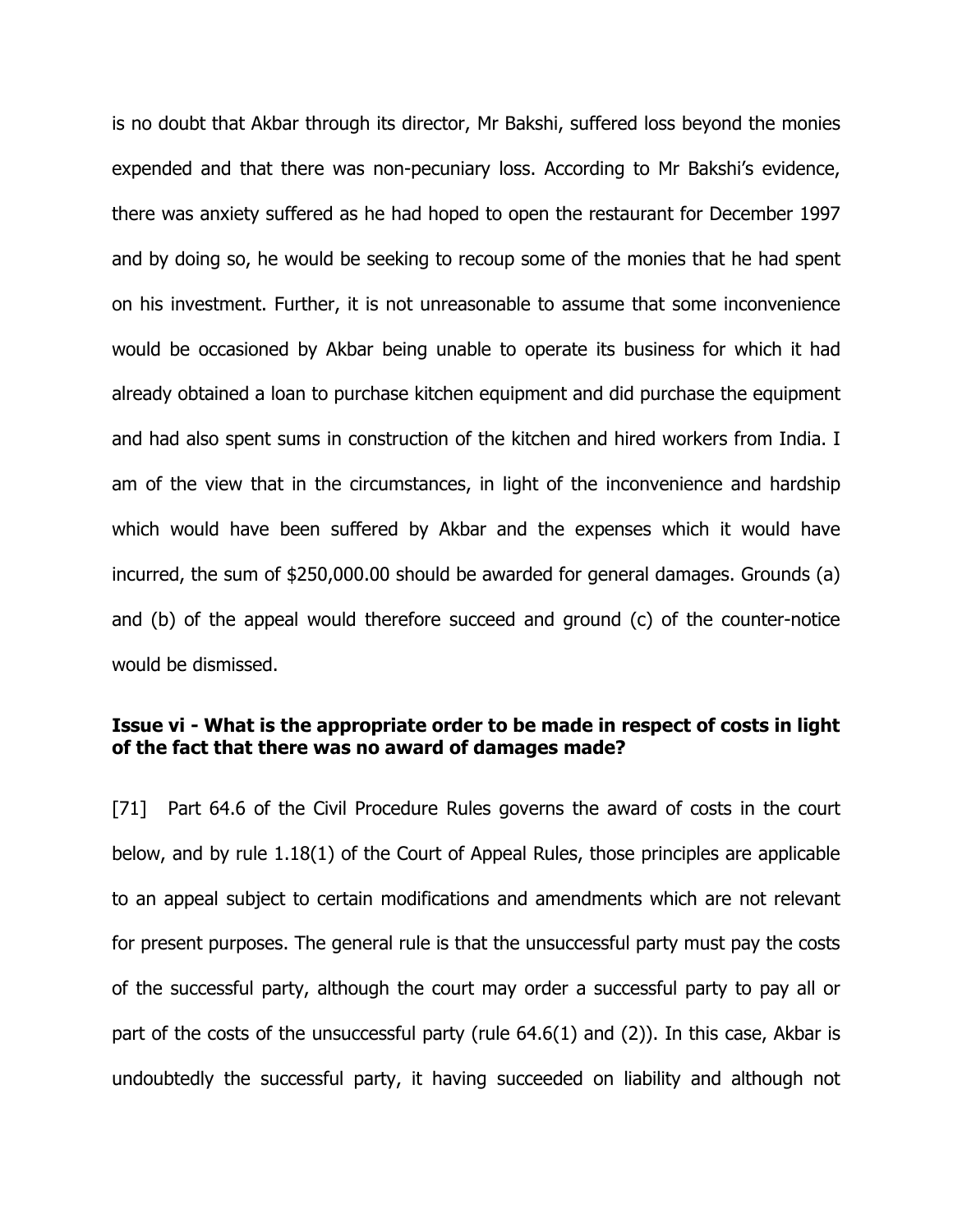is no doubt that Akbar through its director, Mr Bakshi, suffered loss beyond the monies expended and that there was non-pecuniary loss. According to Mr Bakshi's evidence, there was anxiety suffered as he had hoped to open the restaurant for December 1997 and by doing so, he would be seeking to recoup some of the monies that he had spent on his investment. Further, it is not unreasonable to assume that some inconvenience would be occasioned by Akbar being unable to operate its business for which it had already obtained a loan to purchase kitchen equipment and did purchase the equipment and had also spent sums in construction of the kitchen and hired workers from India. I am of the view that in the circumstances, in light of the inconvenience and hardship which would have been suffered by Akbar and the expenses which it would have incurred, the sum of $250,000.00 should be awarded for general damages. Grounds (a) and (b) of the appeal would therefore succeed and ground (c) of the counter-notice would be dismissed.

### Issue vi - What is the appropriate order to be made in respect of costs in light of the fact that there was no award of damages made?

[71] Part 64.6 of the Civil Procedure Rules governs the award of costs in the court below, and by rule 1.18(1) of the Court of Appeal Rules, those principles are applicable to an appeal subject to certain modifications and amendments which are not relevant for present purposes. The general rule is that the unsuccessful party must pay the costs of the successful party, although the court may order a successful party to pay all or part of the costs of the unsuccessful party (rule 64.6(1) and (2)). In this case, Akbar is undoubtedly the successful party, it having succeeded on liability and although not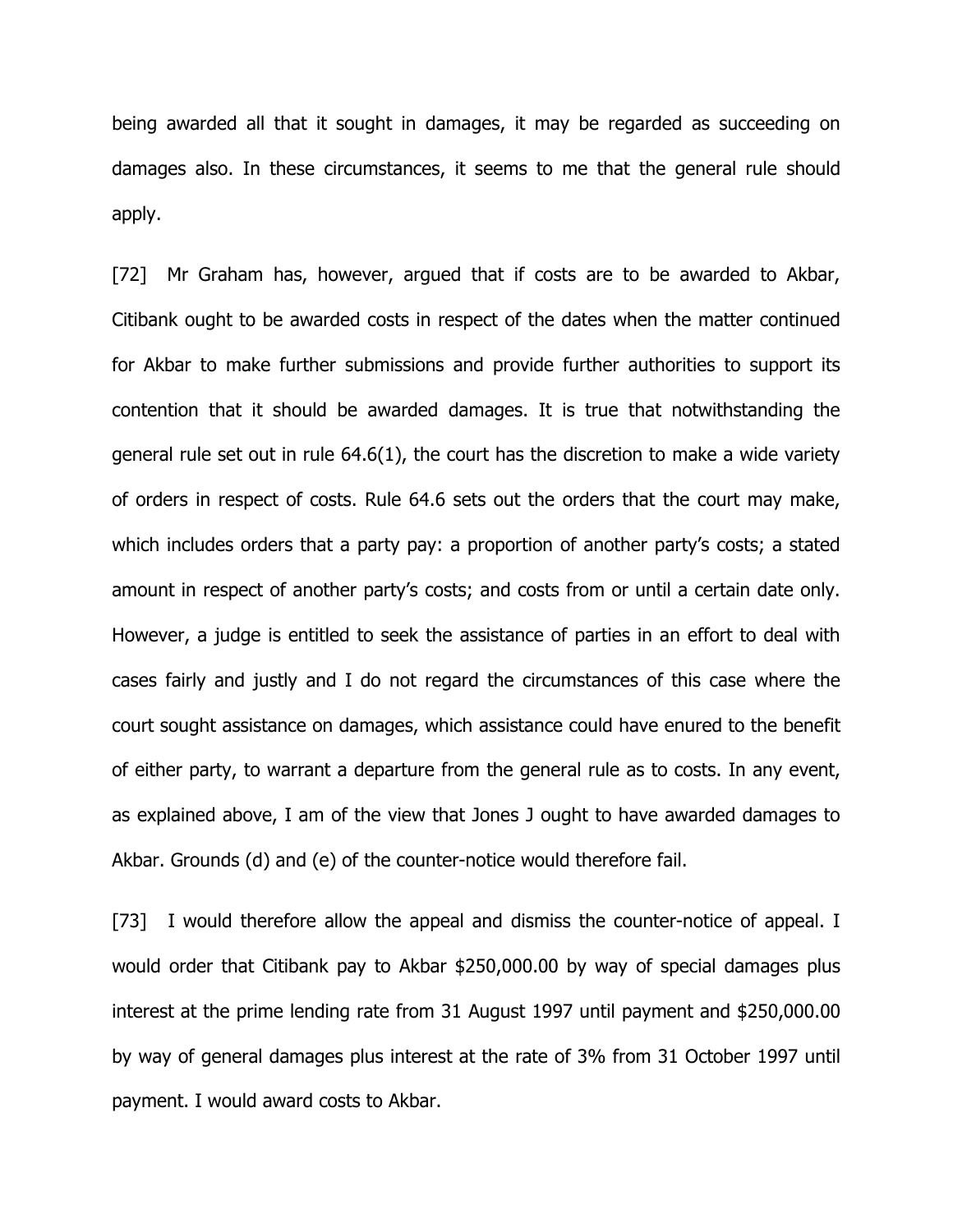being awarded all that it sought in damages, it may be regarded as succeeding on damages also. In these circumstances, it seems to me that the general rule should apply.

[72] Mr Graham has, however, argued that if costs are to be awarded to Akbar, Citibank ought to be awarded costs in respect of the dates when the matter continued for Akbar to make further submissions and provide further authorities to support its contention that it should be awarded damages. It is true that notwithstanding the general rule set out in rule 64.6(1), the court has the discretion to make a wide variety of orders in respect of costs. Rule 64.6 sets out the orders that the court may make, which includes orders that a party pay: a proportion of another party's costs; a stated amount in respect of another party's costs; and costs from or until a certain date only. However, a judge is entitled to seek the assistance of parties in an effort to deal with cases fairly and justly and I do not regard the circumstances of this case where the court sought assistance on damages, which assistance could have enured to the benefit of either party, to warrant a departure from the general rule as to costs. In any event, as explained above, I am of the view that Jones J ought to have awarded damages to Akbar. Grounds (d) and (e) of the counter-notice would therefore fail.

[73] I would therefore allow the appeal and dismiss the counter-notice of appeal. I would order that Citibank pay to Akbar $250,000.00 by way of special damages plus interest at the prime lending rate from 31 August 1997 until payment and $250,000.00 by way of general damages plus interest at the rate of 3% from 31 October 1997 until payment. I would award costs to Akbar.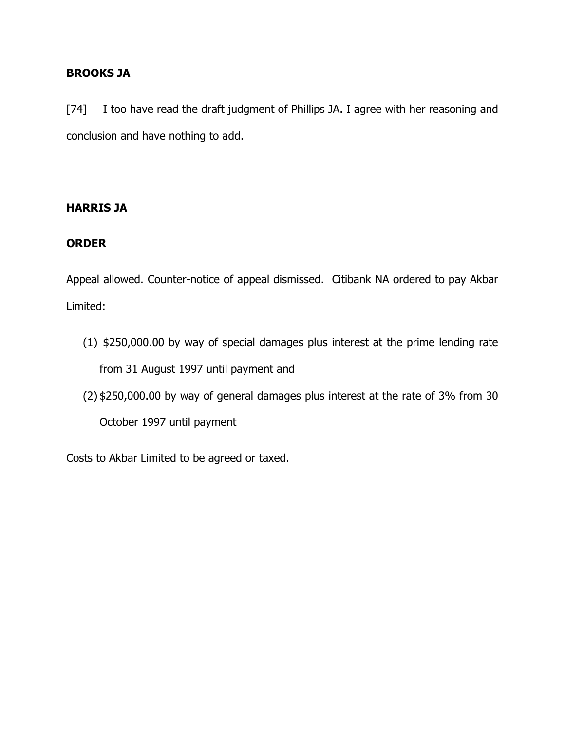**BROOKS JA**

[74] I too have read the draft judgment of Phillips JA. I agree with her reasoning and conclusion and have nothing to add.

**HARRIS JA**

**ORDER**

Appeal allowed. Counter-notice of appeal dismissed. Citibank NA ordered to pay Akbar Limited:

(1) $250,000.00 by way of special damages plus interest at the prime lending rate from 31 August 1997 until payment and

(2) $250,000.00 by way of general damages plus interest at the rate of 3% from 30 October 1997 until payment

Costs to Akbar Limited to be agreed or taxed.